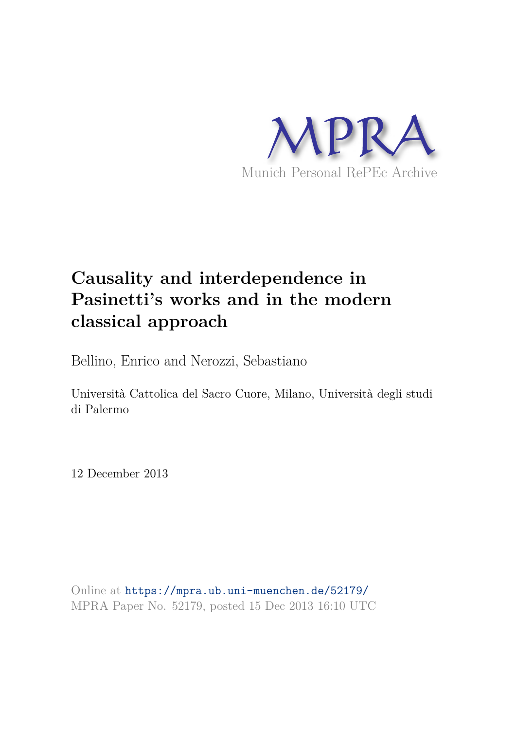MPRA

Munich Personal RePEc Archive

# Causality and interdependence in Pasinetti's works and in the modern classical approach

Bellino, Enrico and Nerozzi, Sebastiano

Università Cattolica del Sacro Cuore, Milano, Università degli studi di Palermo

12 December 2013

Online at https://mpra.ub.uni-muenchen.de/52179/
MPRA Paper No. 52179, posted 15 Dec 2013 16:10 UTC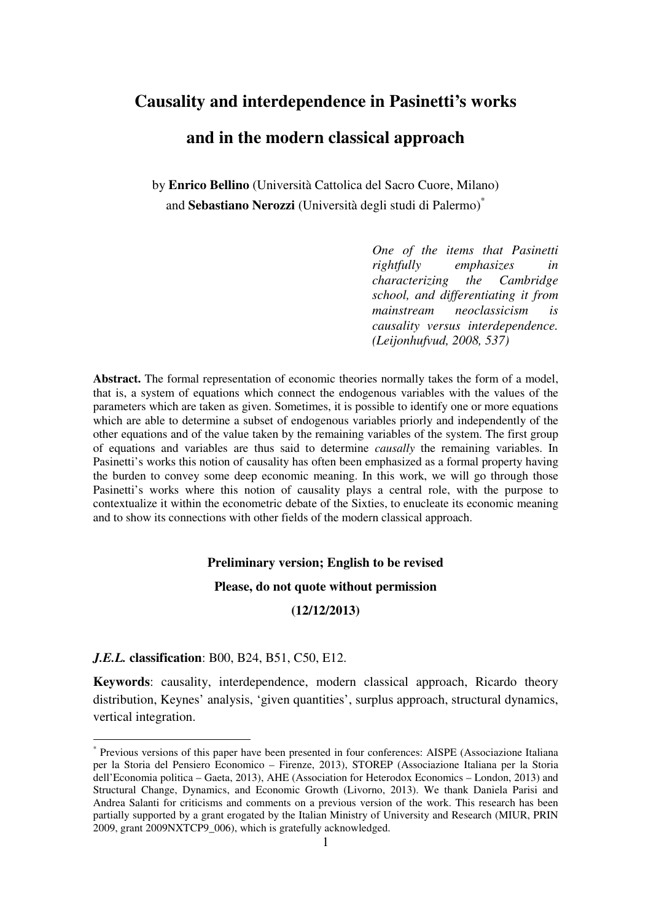# Causality and interdependence in Pasinetti's works and in the modern classical approach

by **Enrico Bellino** (Università Cattolica del Sacro Cuore, Milano) and **Sebastiano Nerozzi** (Università degli studi di Palermo)[*]

> *One of the items that Pasinetti rightfully emphasizes in characterizing the Cambridge school, and differentiating it from mainstream neoclassicism is causality versus interdependence. (Leijonhufvud, 2008, 537)*

**Abstract.** The formal representation of economic theories normally takes the form of a model, that is, a system of equations which connect the endogenous variables with the values of the parameters which are taken as given. Sometimes, it is possible to identify one or more equations which are able to determine a subset of endogenous variables priorly and independently of the other equations and of the value taken by the remaining variables of the system. The first group of equations and variables are thus said to determine *causally* the remaining variables. In Pasinetti's works this notion of causality has often been emphasized as a formal property having the burden to convey some deep economic meaning. In this work, we will go through those Pasinetti's works where this notion of causality plays a central role, with the purpose to contextualize it within the econometric debate of the Sixties, to enucleate its economic meaning and to show its connections with other fields of the modern classical approach.

**Preliminary version; English to be revised**

**Please, do not quote without permission**

**(12/12/2013)**

***J.E.L.* classification**: B00, B24, B51, C50, E12.

**Keywords**: causality, interdependence, modern classical approach, Ricardo theory distribution, Keynes' analysis, 'given quantities', surplus approach, structural dynamics, vertical integration.

---

[*] Previous versions of this paper have been presented in four conferences: AISPE (Associazione Italiana per la Storia del Pensiero Economico – Firenze, 2013), STOREP (Associazione Italiana per la Storia dell'Economia politica – Gaeta, 2013), AHE (Association for Heterodox Economics – London, 2013) and Structural Change, Dynamics, and Economic Growth (Livorno, 2013). We thank Daniela Parisi and Andrea Salanti for criticisms and comments on a previous version of the work. This research has been partially supported by a grant erogated by the Italian Ministry of University and Research (MIUR, PRIN 2009, grant 2009NXTCP9_006), which is gratefully acknowledged.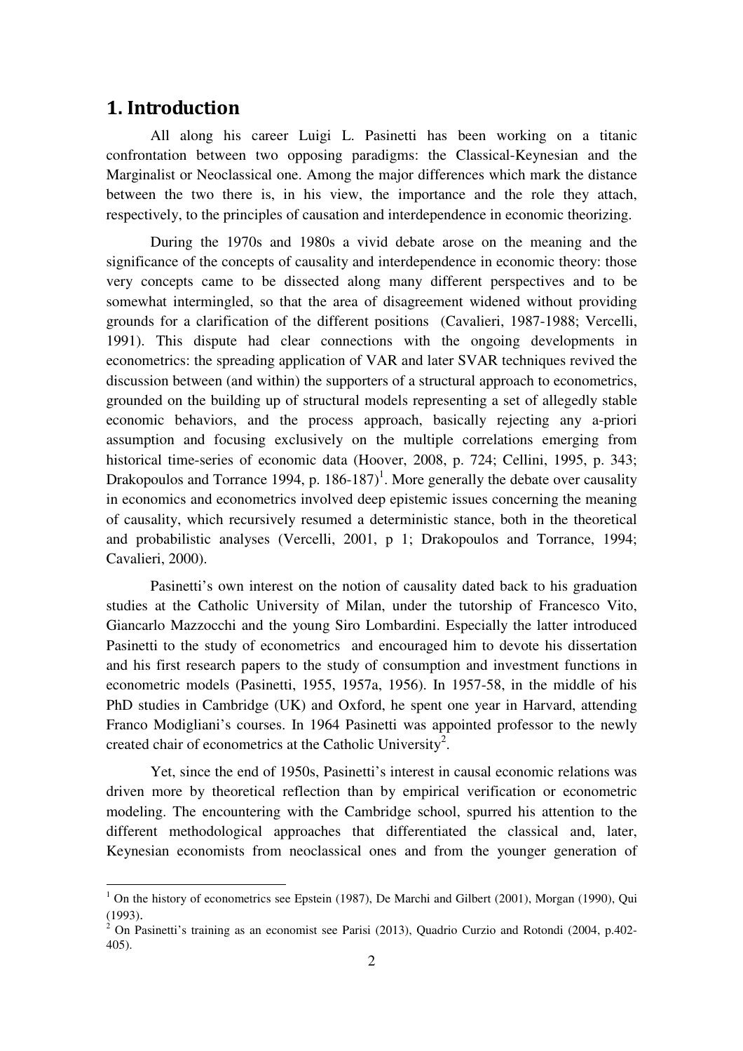## 1. Introduction

All along his career Luigi L. Pasinetti has been working on a titanic confrontation between two opposing paradigms: the Classical-Keynesian and the Marginalist or Neoclassical one. Among the major differences which mark the distance between the two there is, in his view, the importance and the role they attach, respectively, to the principles of causation and interdependence in economic theorizing.

During the 1970s and 1980s a vivid debate arose on the meaning and the significance of the concepts of causality and interdependence in economic theory: those very concepts came to be dissected along many different perspectives and to be somewhat intermingled, so that the area of disagreement widened without providing grounds for a clarification of the different positions (Cavalieri, 1987-1988; Vercelli, 1991). This dispute had clear connections with the ongoing developments in econometrics: the spreading application of VAR and later SVAR techniques revived the discussion between (and within) the supporters of a structural approach to econometrics, grounded on the building up of structural models representing a set of allegedly stable economic behaviors, and the process approach, basically rejecting any a-priori assumption and focusing exclusively on the multiple correlations emerging from historical time-series of economic data (Hoover, 2008, p. 724; Cellini, 1995, p. 343; Drakopoulos and Torrance 1994, p. 186-187)[1]. More generally the debate over causality in economics and econometrics involved deep epistemic issues concerning the meaning of causality, which recursively resumed a deterministic stance, both in the theoretical and probabilistic analyses (Vercelli, 2001, p 1; Drakopoulos and Torrance, 1994; Cavalieri, 2000).

Pasinetti's own interest on the notion of causality dated back to his graduation studies at the Catholic University of Milan, under the tutorship of Francesco Vito, Giancarlo Mazzocchi and the young Siro Lombardini. Especially the latter introduced Pasinetti to the study of econometrics and encouraged him to devote his dissertation and his first research papers to the study of consumption and investment functions in econometric models (Pasinetti, 1955, 1957a, 1956). In 1957-58, in the middle of his PhD studies in Cambridge (UK) and Oxford, he spent one year in Harvard, attending Franco Modigliani's courses. In 1964 Pasinetti was appointed professor to the newly created chair of econometrics at the Catholic University[2].

Yet, since the end of 1950s, Pasinetti's interest in causal economic relations was driven more by theoretical reflection than by empirical verification or econometric modeling. The encountering with the Cambridge school, spurred his attention to the different methodological approaches that differentiated the classical and, later, Keynesian economists from neoclassical ones and from the younger generation of

---

[1] On the history of econometrics see Epstein (1987), De Marchi and Gilbert (2001), Morgan (1990), Qui (1993).

[2] On Pasinetti's training as an economist see Parisi (2013), Quadrio Curzio and Rotondi (2004, p.402-405).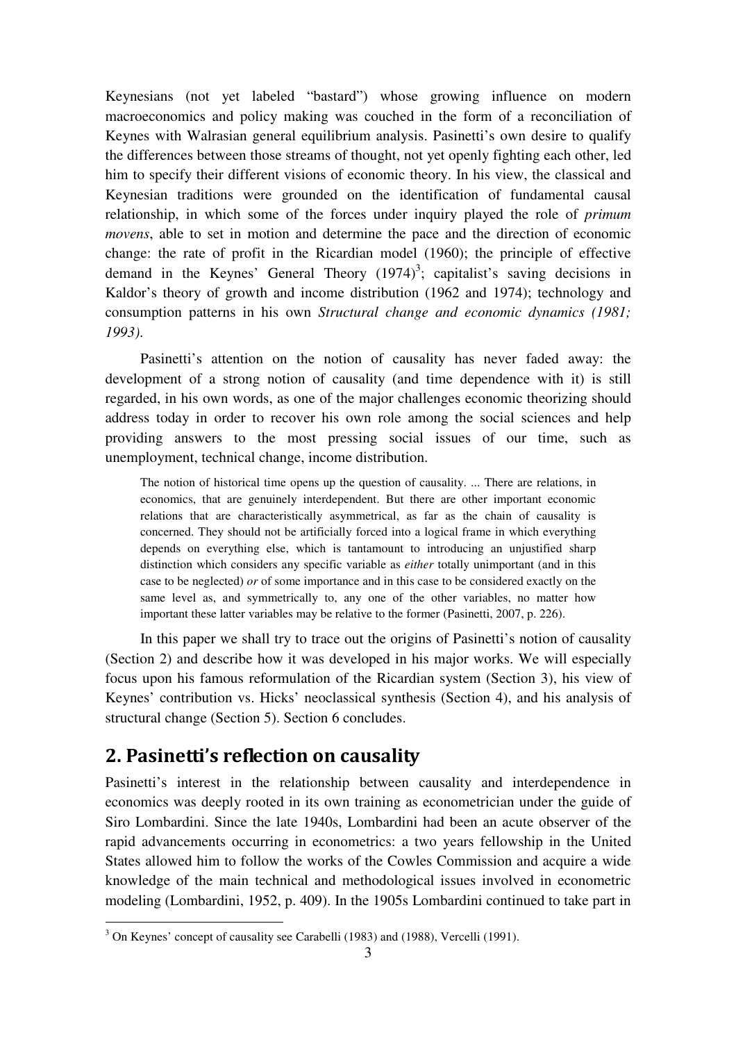Keynesians (not yet labeled "bastard") whose growing influence on modern macroeconomics and policy making was couched in the form of a reconciliation of Keynes with Walrasian general equilibrium analysis. Pasinetti's own desire to qualify the differences between those streams of thought, not yet openly fighting each other, led him to specify their different visions of economic theory. In his view, the classical and Keynesian traditions were grounded on the identification of fundamental causal relationship, in which some of the forces under inquiry played the role of *primum movens*, able to set in motion and determine the pace and the direction of economic change: the rate of profit in the Ricardian model (1960); the principle of effective demand in the Keynes' General Theory (1974)[3]; capitalist's saving decisions in Kaldor's theory of growth and income distribution (1962 and 1974); technology and consumption patterns in his own *Structural change and economic dynamics (1981; 1993)*.

Pasinetti's attention on the notion of causality has never faded away: the development of a strong notion of causality (and time dependence with it) is still regarded, in his own words, as one of the major challenges economic theorizing should address today in order to recover his own role among the social sciences and help providing answers to the most pressing social issues of our time, such as unemployment, technical change, income distribution.

> The notion of historical time opens up the question of causality. ... There are relations, in economics, that are genuinely interdependent. But there are other important economic relations that are characteristically asymmetrical, as far as the chain of causality is concerned. They should not be artificially forced into a logical frame in which everything depends on everything else, which is tantamount to introducing an unjustified sharp distinction which considers any specific variable as *either* totally unimportant (and in this case to be neglected) *or* of some importance and in this case to be considered exactly on the same level as, and symmetrically to, any one of the other variables, no matter how important these latter variables may be relative to the former (Pasinetti, 2007, p. 226).

In this paper we shall try to trace out the origins of Pasinetti's notion of causality (Section 2) and describe how it was developed in his major works. We will especially focus upon his famous reformulation of the Ricardian system (Section 3), his view of Keynes' contribution vs. Hicks' neoclassical synthesis (Section 4), and his analysis of structural change (Section 5). Section 6 concludes.

## 2. Pasinetti's reflection on causality

Pasinetti's interest in the relationship between causality and interdependence in economics was deeply rooted in its own training as econometrician under the guide of Siro Lombardini. Since the late 1940s, Lombardini had been an acute observer of the rapid advancements occurring in econometrics: a two years fellowship in the United States allowed him to follow the works of the Cowles Commission and acquire a wide knowledge of the main technical and methodological issues involved in econometric modeling (Lombardini, 1952, p. 409). In the 1905s Lombardini continued to take part in

[3] On Keynes' concept of causality see Carabelli (1983) and (1988), Vercelli (1991).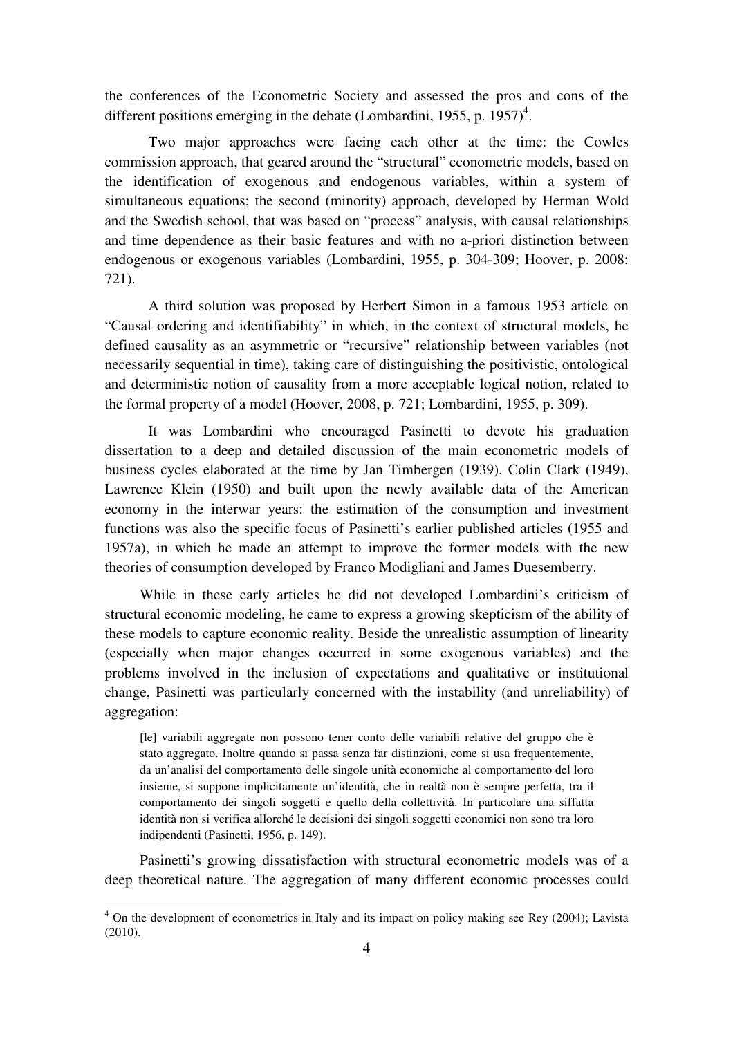the conferences of the Econometric Society and assessed the pros and cons of the different positions emerging in the debate (Lombardini, 1955, p. 1957)[4].

Two major approaches were facing each other at the time: the Cowles commission approach, that geared around the "structural" econometric models, based on the identification of exogenous and endogenous variables, within a system of simultaneous equations; the second (minority) approach, developed by Herman Wold and the Swedish school, that was based on "process" analysis, with causal relationships and time dependence as their basic features and with no a-priori distinction between endogenous or exogenous variables (Lombardini, 1955, p. 304-309; Hoover, p. 2008: 721).

A third solution was proposed by Herbert Simon in a famous 1953 article on "Causal ordering and identifiability" in which, in the context of structural models, he defined causality as an asymmetric or "recursive" relationship between variables (not necessarily sequential in time), taking care of distinguishing the positivistic, ontological and deterministic notion of causality from a more acceptable logical notion, related to the formal property of a model (Hoover, 2008, p. 721; Lombardini, 1955, p. 309).

It was Lombardini who encouraged Pasinetti to devote his graduation dissertation to a deep and detailed discussion of the main econometric models of business cycles elaborated at the time by Jan Timbergen (1939), Colin Clark (1949), Lawrence Klein (1950) and built upon the newly available data of the American economy in the interwar years: the estimation of the consumption and investment functions was also the specific focus of Pasinetti's earlier published articles (1955 and 1957a), in which he made an attempt to improve the former models with the new theories of consumption developed by Franco Modigliani and James Duesemberry.

While in these early articles he did not developed Lombardini's criticism of structural economic modeling, he came to express a growing skepticism of the ability of these models to capture economic reality. Beside the unrealistic assumption of linearity (especially when major changes occurred in some exogenous variables) and the problems involved in the inclusion of expectations and qualitative or institutional change, Pasinetti was particularly concerned with the instability (and unreliability) of aggregation:

> [le] variabili aggregate non possono tener conto delle variabili relative del gruppo che è stato aggregato. Inoltre quando si passa senza far distinzioni, come si usa frequentemente, da un'analisi del comportamento delle singole unità economiche al comportamento del loro insieme, si suppone implicitamente un'identità, che in realtà non è sempre perfetta, tra il comportamento dei singoli soggetti e quello della collettività. In particolare una siffatta identità non si verifica allorché le decisioni dei singoli soggetti economici non sono tra loro indipendenti (Pasinetti, 1956, p. 149).

Pasinetti's growing dissatisfaction with structural econometric models was of a deep theoretical nature. The aggregation of many different economic processes could

[4] On the development of econometrics in Italy and its impact on policy making see Rey (2004); Lavista (2010).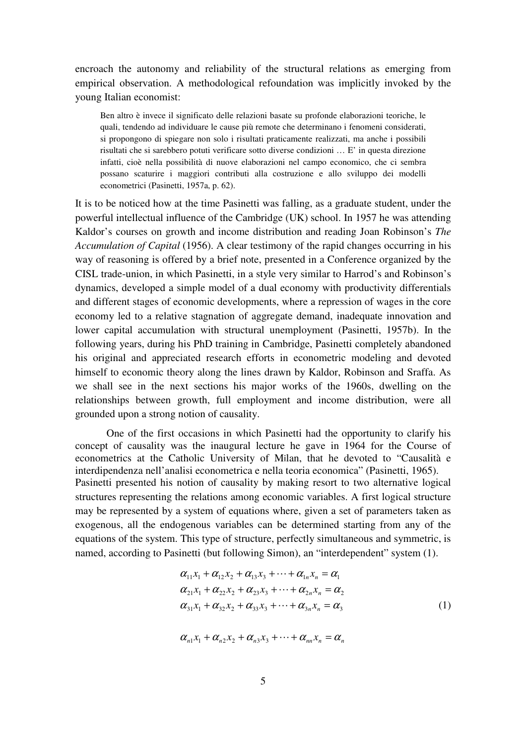encroach the autonomy and reliability of the structural relations as emerging from empirical observation. A methodological refoundation was implicitly invoked by the young Italian economist:

> Ben altro è invece il significato delle relazioni basate su profonde elaborazioni teoriche, le quali, tendendo ad individuare le cause più remote che determinano i fenomeni considerati, si propongono di spiegare non solo i risultati praticamente realizzati, ma anche i possibili risultati che si sarebbero potuti verificare sotto diverse condizioni … E' in questa direzione infatti, cioè nella possibilità di nuove elaborazioni nel campo economico, che ci sembra possano scaturire i maggiori contributi alla costruzione e allo sviluppo dei modelli econometrici (Pasinetti, 1957a, p. 62).

It is to be noticed how at the time Pasinetti was falling, as a graduate student, under the powerful intellectual influence of the Cambridge (UK) school. In 1957 he was attending Kaldor's courses on growth and income distribution and reading Joan Robinson's *The Accumulation of Capital* (1956). A clear testimony of the rapid changes occurring in his way of reasoning is offered by a brief note, presented in a Conference organized by the CISL trade-union, in which Pasinetti, in a style very similar to Harrod's and Robinson's dynamics, developed a simple model of a dual economy with productivity differentials and different stages of economic developments, where a repression of wages in the core economy led to a relative stagnation of aggregate demand, inadequate innovation and lower capital accumulation with structural unemployment (Pasinetti, 1957b). In the following years, during his PhD training in Cambridge, Pasinetti completely abandoned his original and appreciated research efforts in econometric modeling and devoted himself to economic theory along the lines drawn by Kaldor, Robinson and Sraffa. As we shall see in the next sections his major works of the 1960s, dwelling on the relationships between growth, full employment and income distribution, were all grounded upon a strong notion of causality.

One of the first occasions in which Pasinetti had the opportunity to clarify his concept of causality was the inaugural lecture he gave in 1964 for the Course of econometrics at the Catholic University of Milan, that he devoted to "Causalità e interdipendenza nell'analisi econometrica e nella teoria economica" (Pasinetti, 1965). Pasinetti presented his notion of causality by making resort to two alternative logical structures representing the relations among economic variables. A first logical structure may be represented by a system of equations where, given a set of parameters taken as exogenous, all the endogenous variables can be determined starting from any of the equations of the system. This type of structure, perfectly simultaneous and symmetric, is named, according to Pasinetti (but following Simon), an "interdependent" system (1).

$$
\begin{aligned}
&\alpha_{11}x_1 + \alpha_{12}x_2 + \alpha_{13}x_3 + \cdots + \alpha_{1n}x_n = \alpha_1 \\
&\alpha_{21}x_1 + \alpha_{22}x_2 + \alpha_{23}x_3 + \cdots + \alpha_{2n}x_n = \alpha_2 \\
&\alpha_{31}x_1 + \alpha_{32}x_2 + \alpha_{33}x_3 + \cdots + \alpha_{3n}x_n = \alpha_3 \\
&\\
&\alpha_{n1}x_1 + \alpha_{n2}x_2 + \alpha_{n3}x_3 + \cdots + \alpha_{nn}x_n = \alpha_n
\end{aligned}
\tag{1}
$$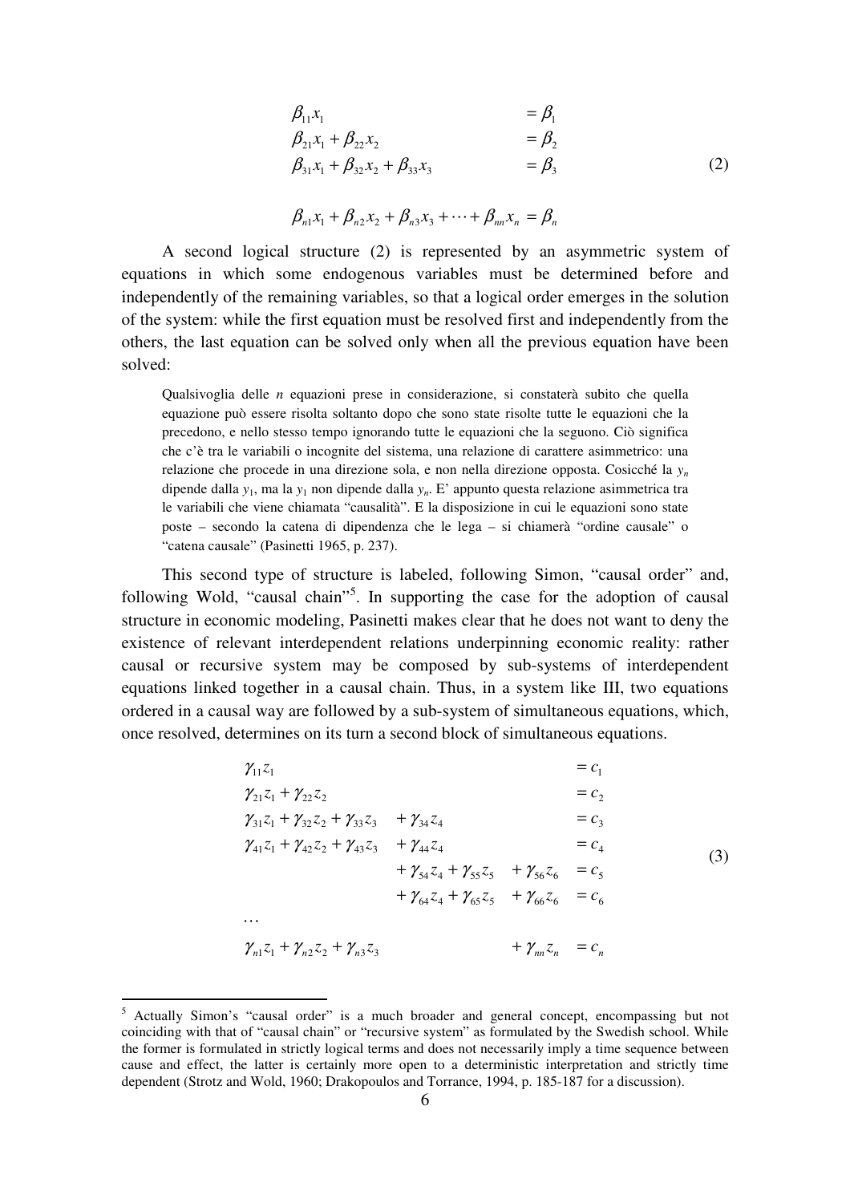$$
\begin{aligned}
&\beta_{11}x_1 && = \beta_1 \\
&\beta_{21}x_1 + \beta_{22}x_2 && = \beta_2 \\
&\beta_{31}x_1 + \beta_{32}x_2 + \beta_{33}x_3 && = \beta_3 \\
& && \\
&\beta_{n1}x_1 + \beta_{n2}x_2 + \beta_{n3}x_3 + \cdots + \beta_{nn}x_n && = \beta_n
\end{aligned}
\tag{2}
$$

A second logical structure (2) is represented by an asymmetric system of equations in which some endogenous variables must be determined before and independently of the remaining variables, so that a logical order emerges in the solution of the system: while the first equation must be resolved first and independently from the others, the last equation can be solved only when all the previous equation have been solved:

> Qualsivoglia delle *n* equazioni prese in considerazione, si constaterà subito che quella equazione può essere risolta soltanto dopo che sono state risolte tutte le equazioni che la precedono, e nello stesso tempo ignorando tutte le equazioni che la seguono. Ciò significa che c'è tra le variabili o incognite del sistema, una relazione di carattere asimmetrico: una relazione che procede in una direzione sola, e non nella direzione opposta. Cosicché la $y_n$ dipende dalla $y_1$, ma la $y_1$ non dipende dalla $y_n$. E' appunto questa relazione asimmetrica tra le variabili che viene chiamata "causalità". E la disposizione in cui le equazioni sono state poste – secondo la catena di dipendenza che le lega – si chiamerà "ordine causale" o "catena causale" (Pasinetti 1965, p. 237).

This second type of structure is labeled, following Simon, "causal order" and, following Wold, "causal chain"[5]. In supporting the case for the adoption of causal structure in economic modeling, Pasinetti makes clear that he does not want to deny the existence of relevant interdependent relations underpinning economic reality: rather causal or recursive system may be composed by sub-systems of interdependent equations linked together in a causal chain. Thus, in a system like III, two equations ordered in a causal way are followed by a sub-system of simultaneous equations, which, once resolved, determines on its turn a second block of simultaneous equations.

$$
\begin{aligned}
&\gamma_{11}z_1 && && && = c_1 \\
&\gamma_{21}z_1 + \gamma_{22}z_2 && && && = c_2 \\
&\gamma_{31}z_1 + \gamma_{32}z_2 + \gamma_{33}z_3 && + \gamma_{34}z_4 && && = c_3 \\
&\gamma_{41}z_1 + \gamma_{42}z_2 + \gamma_{43}z_3 && + \gamma_{44}z_4 && && = c_4 \\
& && + \gamma_{54}z_4 + \gamma_{55}z_5 && + \gamma_{56}z_6 && = c_5 \\
& && + \gamma_{64}z_4 + \gamma_{65}z_5 && + \gamma_{66}z_6 && = c_6 \\
&\ldots && && && \\
&\gamma_{n1}z_1 + \gamma_{n2}z_2 + \gamma_{n3}z_3 && && + \gamma_{nn}z_n && = c_n
\end{aligned}
\tag{3}
$$

[5] Actually Simon's "causal order" is a much broader and general concept, encompassing but not coinciding with that of "causal chain" or "recursive system" as formulated by the Swedish school. While the former is formulated in strictly logical terms and does not necessarily imply a time sequence between cause and effect, the latter is certainly more open to a deterministic interpretation and strictly time dependent (Strotz and Wold, 1960; Drakopoulos and Torrance, 1994, p. 185-187 for a discussion).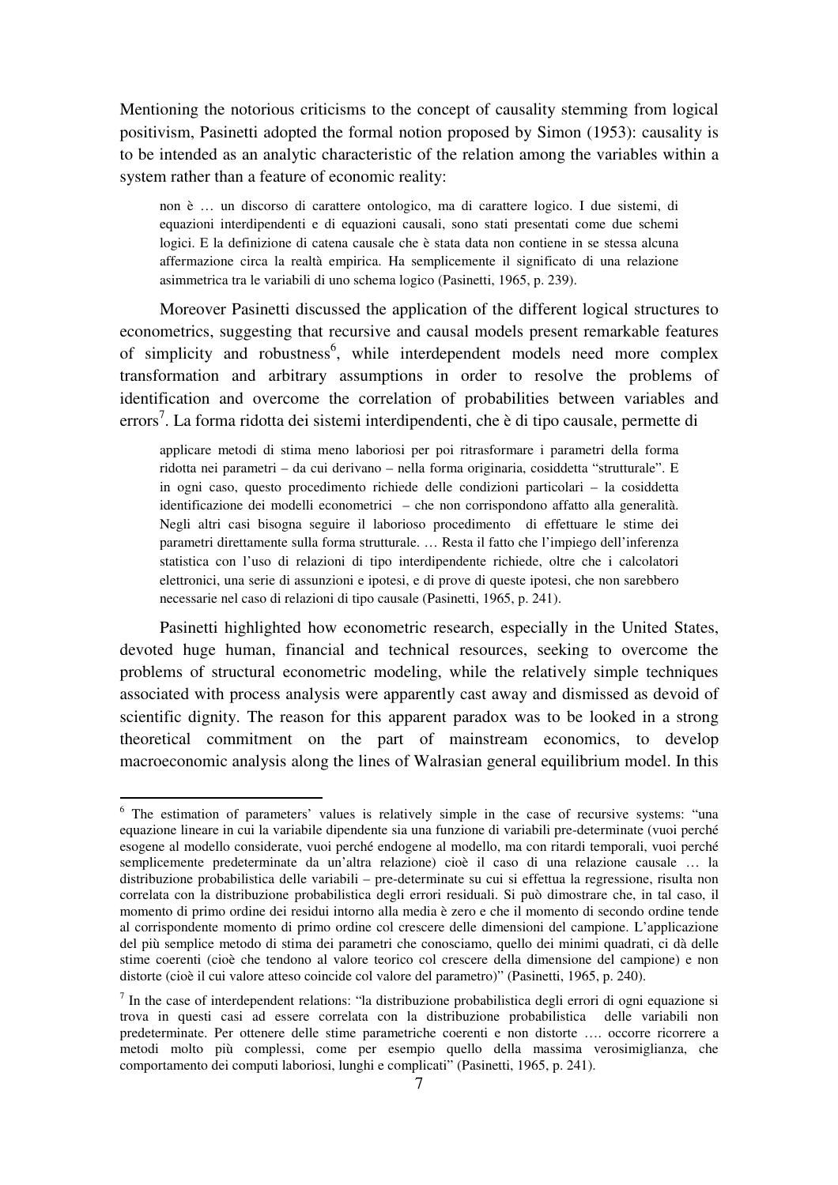Mentioning the notorious criticisms to the concept of causality stemming from logical positivism, Pasinetti adopted the formal notion proposed by Simon (1953): causality is to be intended as an analytic characteristic of the relation among the variables within a system rather than a feature of economic reality:

> non è … un discorso di carattere ontologico, ma di carattere logico. I due sistemi, di equazioni interdipendenti e di equazioni causali, sono stati presentati come due schemi logici. E la definizione di catena causale che è stata data non contiene in se stessa alcuna affermazione circa la realtà empirica. Ha semplicemente il significato di una relazione asimmetrica tra le variabili di uno schema logico (Pasinetti, 1965, p. 239).

Moreover Pasinetti discussed the application of the different logical structures to econometrics, suggesting that recursive and causal models present remarkable features of simplicity and robustness[6], while interdependent models need more complex transformation and arbitrary assumptions in order to resolve the problems of identification and overcome the correlation of probabilities between variables and errors[7]. La forma ridotta dei sistemi interdipendenti, che è di tipo causale, permette di

> applicare metodi di stima meno laboriosi per poi ritrasformare i parametri della forma ridotta nei parametri – da cui derivano – nella forma originaria, cosiddetta "strutturale". E in ogni caso, questo procedimento richiede delle condizioni particolari – la cosiddetta identificazione dei modelli econometrici – che non corrispondono affatto alla generalità. Negli altri casi bisogna seguire il laborioso procedimento di effettuare le stime dei parametri direttamente sulla forma strutturale. … Resta il fatto che l'impiego dell'inferenza statistica con l'uso di relazioni di tipo interdipendente richiede, oltre che i calcolatori elettronici, una serie di assunzioni e ipotesi, e di prove di queste ipotesi, che non sarebbero necessarie nel caso di relazioni di tipo causale (Pasinetti, 1965, p. 241).

Pasinetti highlighted how econometric research, especially in the United States, devoted huge human, financial and technical resources, seeking to overcome the problems of structural econometric modeling, while the relatively simple techniques associated with process analysis were apparently cast away and dismissed as devoid of scientific dignity. The reason for this apparent paradox was to be looked in a strong theoretical commitment on the part of mainstream economics, to develop macroeconomic analysis along the lines of Walrasian general equilibrium model. In this

---

[6] The estimation of parameters' values is relatively simple in the case of recursive systems: "una equazione lineare in cui la variabile dipendente sia una funzione di variabili pre-determinate (vuoi perché esogene al modello considerate, vuoi perché endogene al modello, ma con ritardi temporali, vuoi perché semplicemente predeterminate da un'altra relazione) cioè il caso di una relazione causale … la distribuzione probabilistica delle variabili – pre-determinate su cui si effettua la regressione, risulta non correlata con la distribuzione probabilistica degli errori residuali. Si può dimostrare che, in tal caso, il momento di primo ordine dei residui intorno alla media è zero e che il momento di secondo ordine tende al corrispondente momento di primo ordine col crescere delle dimensioni del campione. L'applicazione del più semplice metodo di stima dei parametri che conosciamo, quello dei minimi quadrati, ci dà delle stime coerenti (cioè che tendono al valore teorico col crescere della dimensione del campione) e non distorte (cioè il cui valore atteso coincide col valore del parametro)" (Pasinetti, 1965, p. 240).

[7] In the case of interdependent relations: "la distribuzione probabilistica degli errori di ogni equazione si trova in questi casi ad essere correlata con la distribuzione probabilistica delle variabili non predeterminate. Per ottenere delle stime parametriche coerenti e non distorte …. occorre ricorrere a metodi molto più complessi, come per esempio quello della massima verosimiglianza, che comportamento dei computi laboriosi, lunghi e complicati" (Pasinetti, 1965, p. 241).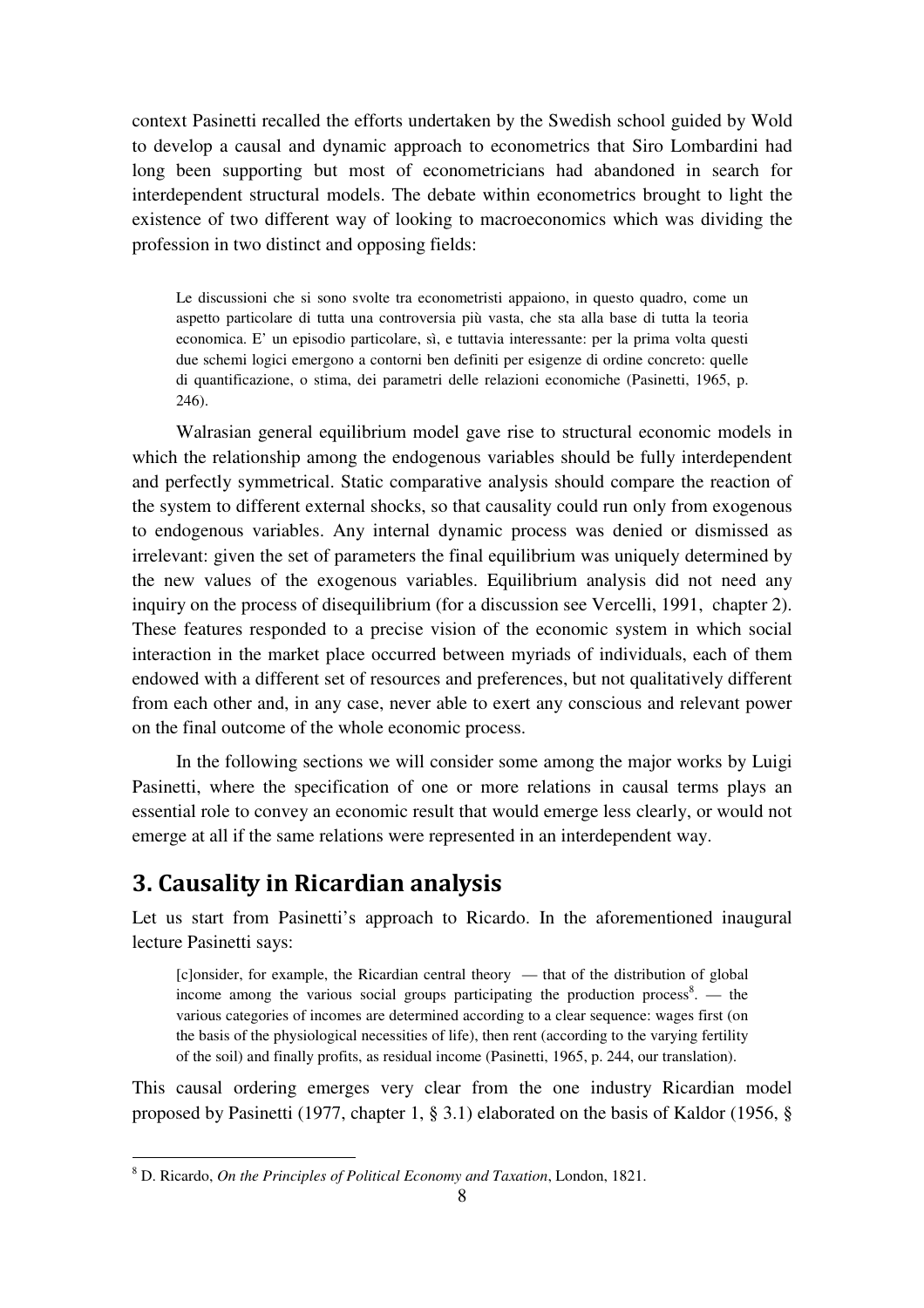context Pasinetti recalled the efforts undertaken by the Swedish school guided by Wold to develop a causal and dynamic approach to econometrics that Siro Lombardini had long been supporting but most of econometricians had abandoned in search for interdependent structural models. The debate within econometrics brought to light the existence of two different way of looking to macroeconomics which was dividing the profession in two distinct and opposing fields:

> Le discussioni che si sono svolte tra econometristi appaiono, in questo quadro, come un aspetto particolare di tutta una controversia più vasta, che sta alla base di tutta la teoria economica. E' un episodio particolare, sì, e tuttavia interessante: per la prima volta questi due schemi logici emergono a contorni ben definiti per esigenze di ordine concreto: quelle di quantificazione, o stima, dei parametri delle relazioni economiche (Pasinetti, 1965, p. 246).

Walrasian general equilibrium model gave rise to structural economic models in which the relationship among the endogenous variables should be fully interdependent and perfectly symmetrical. Static comparative analysis should compare the reaction of the system to different external shocks, so that causality could run only from exogenous to endogenous variables. Any internal dynamic process was denied or dismissed as irrelevant: given the set of parameters the final equilibrium was uniquely determined by the new values of the exogenous variables. Equilibrium analysis did not need any inquiry on the process of disequilibrium (for a discussion see Vercelli, 1991, chapter 2). These features responded to a precise vision of the economic system in which social interaction in the market place occurred between myriads of individuals, each of them endowed with a different set of resources and preferences, but not qualitatively different from each other and, in any case, never able to exert any conscious and relevant power on the final outcome of the whole economic process.

In the following sections we will consider some among the major works by Luigi Pasinetti, where the specification of one or more relations in causal terms plays an essential role to convey an economic result that would emerge less clearly, or would not emerge at all if the same relations were represented in an interdependent way.

## 3. Causality in Ricardian analysis

Let us start from Pasinetti's approach to Ricardo. In the aforementioned inaugural lecture Pasinetti says:

> [c]onsider, for example, the Ricardian central theory — that of the distribution of global income among the various social groups participating the production process[8]. — the various categories of incomes are determined according to a clear sequence: wages first (on the basis of the physiological necessities of life), then rent (according to the varying fertility of the soil) and finally profits, as residual income (Pasinetti, 1965, p. 244, our translation).

This causal ordering emerges very clear from the one industry Ricardian model proposed by Pasinetti (1977, chapter 1, § 3.1) elaborated on the basis of Kaldor (1956, §

---

[8] D. Ricardo, *On the Principles of Political Economy and Taxation*, London, 1821.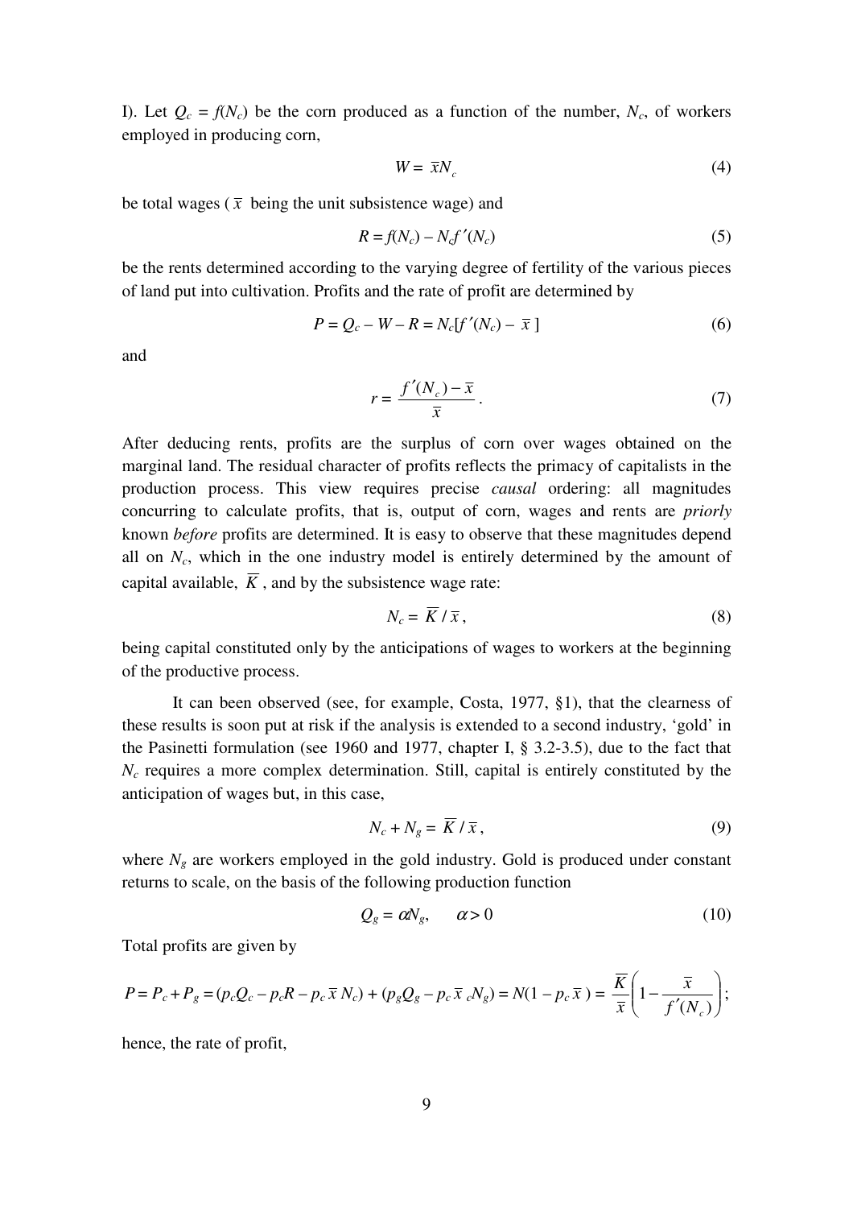I). Let $Q_c = f(N_c)$ be the corn produced as a function of the number, $N_c$, of workers employed in producing corn,

$$W = \bar{x}N_c \tag{4}$$

be total wages ($\bar{x}$ being the unit subsistence wage) and

$$R = f(N_c) - N_c f'(N_c) \tag{5}$$

be the rents determined according to the varying degree of fertility of the various pieces of land put into cultivation. Profits and the rate of profit are determined by

$$P = Q_c - W - R = N_c[f'(N_c) - \bar{x}] \tag{6}$$

and

$$r = \frac{f'(N_c) - \bar{x}}{\bar{x}}. \tag{7}$$

After deducing rents, profits are the surplus of corn over wages obtained on the marginal land. The residual character of profits reflects the primacy of capitalists in the production process. This view requires precise *causal* ordering: all magnitudes concurring to calculate profits, that is, output of corn, wages and rents are *priorly* known *before* profits are determined. It is easy to observe that these magnitudes depend all on $N_c$, which in the one industry model is entirely determined by the amount of capital available, $\overline{K}$, and by the subsistence wage rate:

$$N_c = \overline{K} / \bar{x}, \tag{8}$$

being capital constituted only by the anticipations of wages to workers at the beginning of the productive process.

It can been observed (see, for example, Costa, 1977, §1), that the clearness of these results is soon put at risk if the analysis is extended to a second industry, 'gold' in the Pasinetti formulation (see 1960 and 1977, chapter I, § 3.2-3.5), due to the fact that $N_c$ requires a more complex determination. Still, capital is entirely constituted by the anticipation of wages but, in this case,

$$N_c + N_g = \overline{K} / \bar{x}, \tag{9}$$

where $N_g$ are workers employed in the gold industry. Gold is produced under constant returns to scale, on the basis of the following production function

$$Q_g = \alpha N_g, \qquad \alpha > 0 \tag{10}$$

Total profits are given by

$$P = P_c + P_g = (p_c Q_c - p_c R - p_c \bar{x} N_c) + (p_g Q_g - p_c \bar{x}\,_c N_g) = N(1 - p_c \bar{x}) = \frac{\overline{K}}{\bar{x}}\left(1 - \frac{\bar{x}}{f'(N_c)}\right);$$

hence, the rate of profit,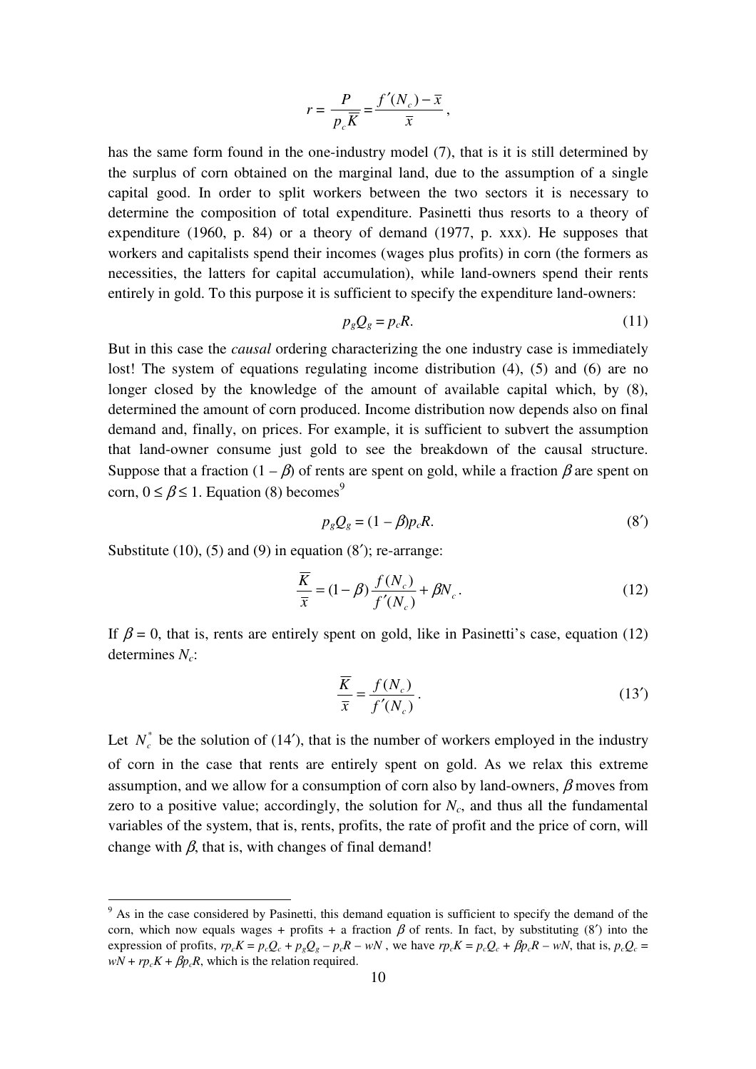$$r = \frac{P}{p_c \overline{K}} = \frac{f'(N_c) - \overline{x}}{\overline{x}},$$

has the same form found in the one-industry model (7), that is it is still determined by the surplus of corn obtained on the marginal land, due to the assumption of a single capital good. In order to split workers between the two sectors it is necessary to determine the composition of total expenditure. Pasinetti thus resorts to a theory of expenditure (1960, p. 84) or a theory of demand (1977, p. xxx). He supposes that workers and capitalists spend their incomes (wages plus profits) in corn (the formers as necessities, the latters for capital accumulation), while land-owners spend their rents entirely in gold. To this purpose it is sufficient to specify the expenditure land-owners:

$$p_g Q_g = p_c R. \tag{11}$$

But in this case the *causal* ordering characterizing the one industry case is immediately lost! The system of equations regulating income distribution (4), (5) and (6) are no longer closed by the knowledge of the amount of available capital which, by (8), determined the amount of corn produced. Income distribution now depends also on final demand and, finally, on prices. For example, it is sufficient to subvert the assumption that land-owner consume just gold to see the breakdown of the causal structure. Suppose that a fraction $(1 - \beta)$ of rents are spent on gold, while a fraction $\beta$ are spent on corn, $0 \leq \beta \leq 1$. Equation (8) becomes[9]

$$p_g Q_g = (1 - \beta) p_c R. \tag{8'}$$

Substitute (10), (5) and (9) in equation (8′); re-arrange:

$$\frac{\overline{K}}{\overline{x}} = (1 - \beta) \frac{f(N_c)}{f'(N_c)} + \beta N_c. \tag{12}$$

If $\beta = 0$, that is, rents are entirely spent on gold, like in Pasinetti's case, equation (12) determines $N_c$:

$$\frac{\overline{K}}{\overline{x}} = \frac{f(N_c)}{f'(N_c)}. \tag{13'}$$

Let $N_c^*$ be the solution of (14′), that is the number of workers employed in the industry of corn in the case that rents are entirely spent on gold. As we relax this extreme assumption, and we allow for a consumption of corn also by land-owners, $\beta$ moves from zero to a positive value; accordingly, the solution for $N_c$, and thus all the fundamental variables of the system, that is, rents, profits, the rate of profit and the price of corn, will change with $\beta$, that is, with changes of final demand!

---

[9] As in the case considered by Pasinetti, this demand equation is sufficient to specify the demand of the corn, which now equals wages + profits + a fraction $\beta$ of rents. In fact, by substituting (8′) into the expression of profits, $rp_cK = p_cQ_c + p_gQ_g - p_cR - wN$, we have $rp_cK = p_cQ_c + \beta p_cR - wN$, that is, $p_cQ_c = wN + rp_cK + \beta p_cR$, which is the relation required.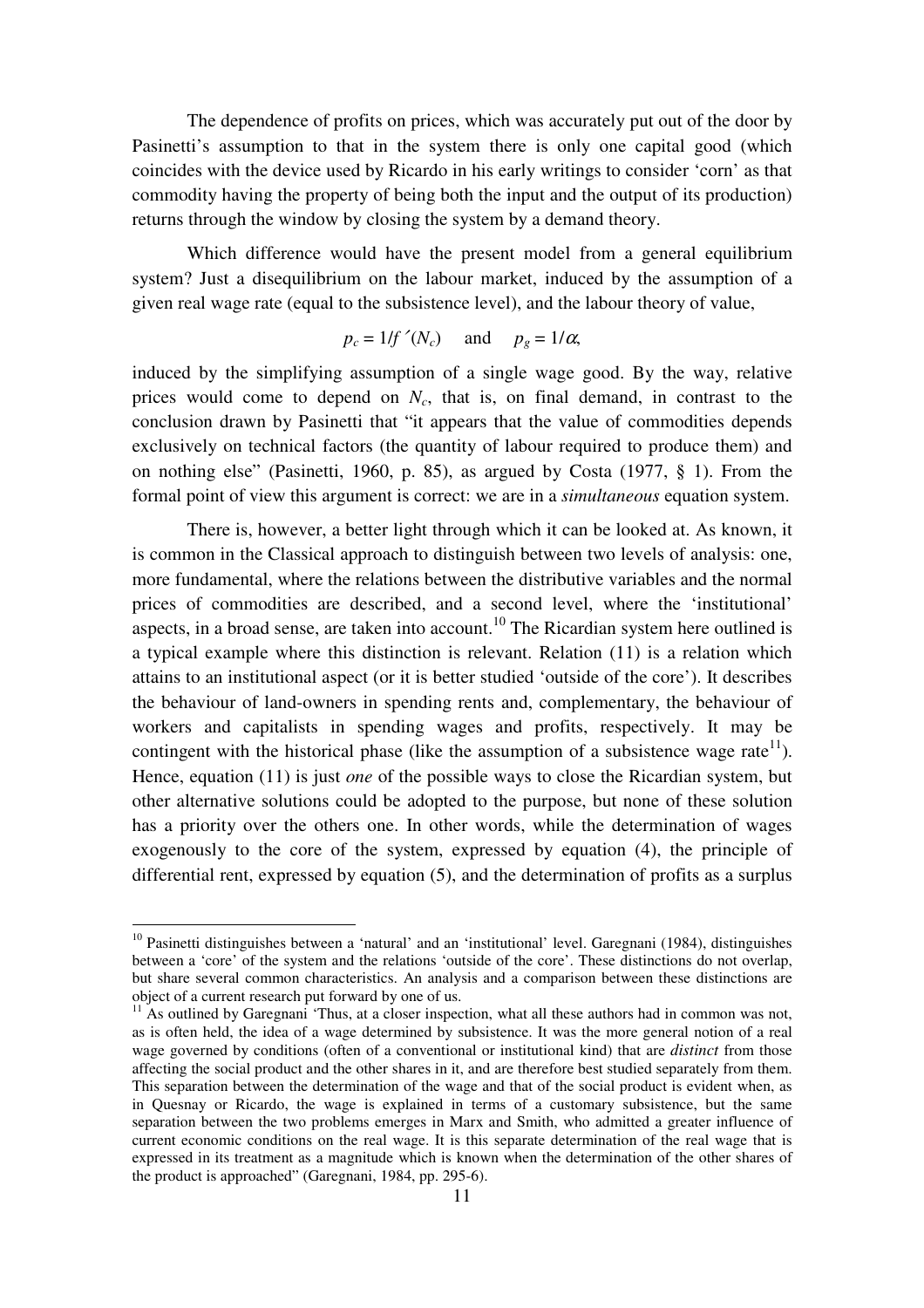The dependence of profits on prices, which was accurately put out of the door by Pasinetti's assumption to that in the system there is only one capital good (which coincides with the device used by Ricardo in his early writings to consider 'corn' as that commodity having the property of being both the input and the output of its production) returns through the window by closing the system by a demand theory.

Which difference would have the present model from a general equilibrium system? Just a disequilibrium on the labour market, induced by the assumption of a given real wage rate (equal to the subsistence level), and the labour theory of value,

$$p_c = 1/f\,'(N_c) \quad \text{and} \quad p_g = 1/\alpha,$$

induced by the simplifying assumption of a single wage good. By the way, relative prices would come to depend on $N_c$, that is, on final demand, in contrast to the conclusion drawn by Pasinetti that "it appears that the value of commodities depends exclusively on technical factors (the quantity of labour required to produce them) and on nothing else" (Pasinetti, 1960, p. 85), as argued by Costa (1977, § 1). From the formal point of view this argument is correct: we are in a *simultaneous* equation system.

There is, however, a better light through which it can be looked at. As known, it is common in the Classical approach to distinguish between two levels of analysis: one, more fundamental, where the relations between the distributive variables and the normal prices of commodities are described, and a second level, where the 'institutional' aspects, in a broad sense, are taken into account.[10] The Ricardian system here outlined is a typical example where this distinction is relevant. Relation (11) is a relation which attains to an institutional aspect (or it is better studied 'outside of the core'). It describes the behaviour of land-owners in spending rents and, complementary, the behaviour of workers and capitalists in spending wages and profits, respectively. It may be contingent with the historical phase (like the assumption of a subsistence wage rate[11]). Hence, equation (11) is just *one* of the possible ways to close the Ricardian system, but other alternative solutions could be adopted to the purpose, but none of these solution has a priority over the others one. In other words, while the determination of wages exogenously to the core of the system, expressed by equation (4), the principle of differential rent, expressed by equation (5), and the determination of profits as a surplus

---

[10] Pasinetti distinguishes between a 'natural' and an 'institutional' level. Garegnani (1984), distinguishes between a 'core' of the system and the relations 'outside of the core'. These distinctions do not overlap, but share several common characteristics. An analysis and a comparison between these distinctions are object of a current research put forward by one of us.

[11] As outlined by Garegnani 'Thus, at a closer inspection, what all these authors had in common was not, as is often held, the idea of a wage determined by subsistence. It was the more general notion of a real wage governed by conditions (often of a conventional or institutional kind) that are *distinct* from those affecting the social product and the other shares in it, and are therefore best studied separately from them. This separation between the determination of the wage and that of the social product is evident when, as in Quesnay or Ricardo, the wage is explained in terms of a customary subsistence, but the same separation between the two problems emerges in Marx and Smith, who admitted a greater influence of current economic conditions on the real wage. It is this separate determination of the real wage that is expressed in its treatment as a magnitude which is known when the determination of the other shares of the product is approached" (Garegnani, 1984, pp. 295-6).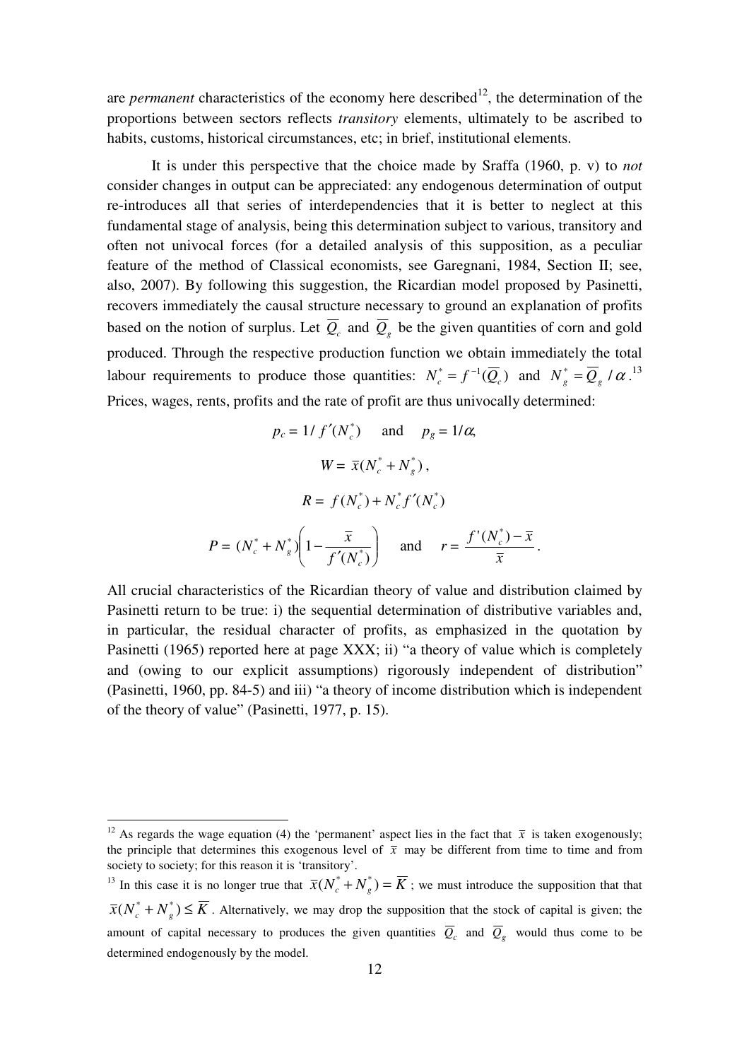are *permanent* characteristics of the economy here described[12], the determination of the proportions between sectors reflects *transitory* elements, ultimately to be ascribed to habits, customs, historical circumstances, etc; in brief, institutional elements.

It is under this perspective that the choice made by Sraffa (1960, p. v) to *not* consider changes in output can be appreciated: any endogenous determination of output re-introduces all that series of interdependencies that it is better to neglect at this fundamental stage of analysis, being this determination subject to various, transitory and often not univocal forces (for a detailed analysis of this supposition, as a peculiar feature of the method of Classical economists, see Garegnani, 1984, Section II; see, also, 2007). By following this suggestion, the Ricardian model proposed by Pasinetti, recovers immediately the causal structure necessary to ground an explanation of profits based on the notion of surplus. Let $\overline{Q}_c$ and $\overline{Q}_g$ be the given quantities of corn and gold produced. Through the respective production function we obtain immediately the total labour requirements to produce those quantities: $N_c^* = f^{-1}(\overline{Q}_c)$ and $N_g^* = \overline{Q}_g / \alpha$.[13] Prices, wages, rents, profits and the rate of profit are thus univocally determined:

$$p_c = 1/f'(N_c^*) \quad \text{and} \quad p_g = 1/\alpha,$$

$$W = \overline{x}(N_c^* + N_g^*),$$

$$R = f(N_c^*) + N_c^* f'(N_c^*)$$

$$P = (N_c^* + N_g^*)\left(1 - \frac{\overline{x}}{f'(N_c^*)}\right) \quad \text{and} \quad r = \frac{f'(N_c^*) - \overline{x}}{\overline{x}}.$$

All crucial characteristics of the Ricardian theory of value and distribution claimed by Pasinetti return to be true: i) the sequential determination of distributive variables and, in particular, the residual character of profits, as emphasized in the quotation by Pasinetti (1965) reported here at page XXX; ii) "a theory of value which is completely and (owing to our explicit assumptions) rigorously independent of distribution" (Pasinetti, 1960, pp. 84-5) and iii) "a theory of income distribution which is independent of the theory of value" (Pasinetti, 1977, p. 15).

---

[12] As regards the wage equation (4) the 'permanent' aspect lies in the fact that $\overline{x}$ is taken exogenously; the principle that determines this exogenous level of $\overline{x}$ may be different from time to time and from society to society; for this reason it is 'transitory'.

[13] In this case it is no longer true that $\overline{x}(N_c^* + N_g^*) = \overline{K}$; we must introduce the supposition that that $\overline{x}(N_c^* + N_g^*) \leq \overline{K}$. Alternatively, we may drop the supposition that the stock of capital is given; the amount of capital necessary to produces the given quantities $\overline{Q}_c$ and $\overline{Q}_g$ would thus come to be determined endogenously by the model.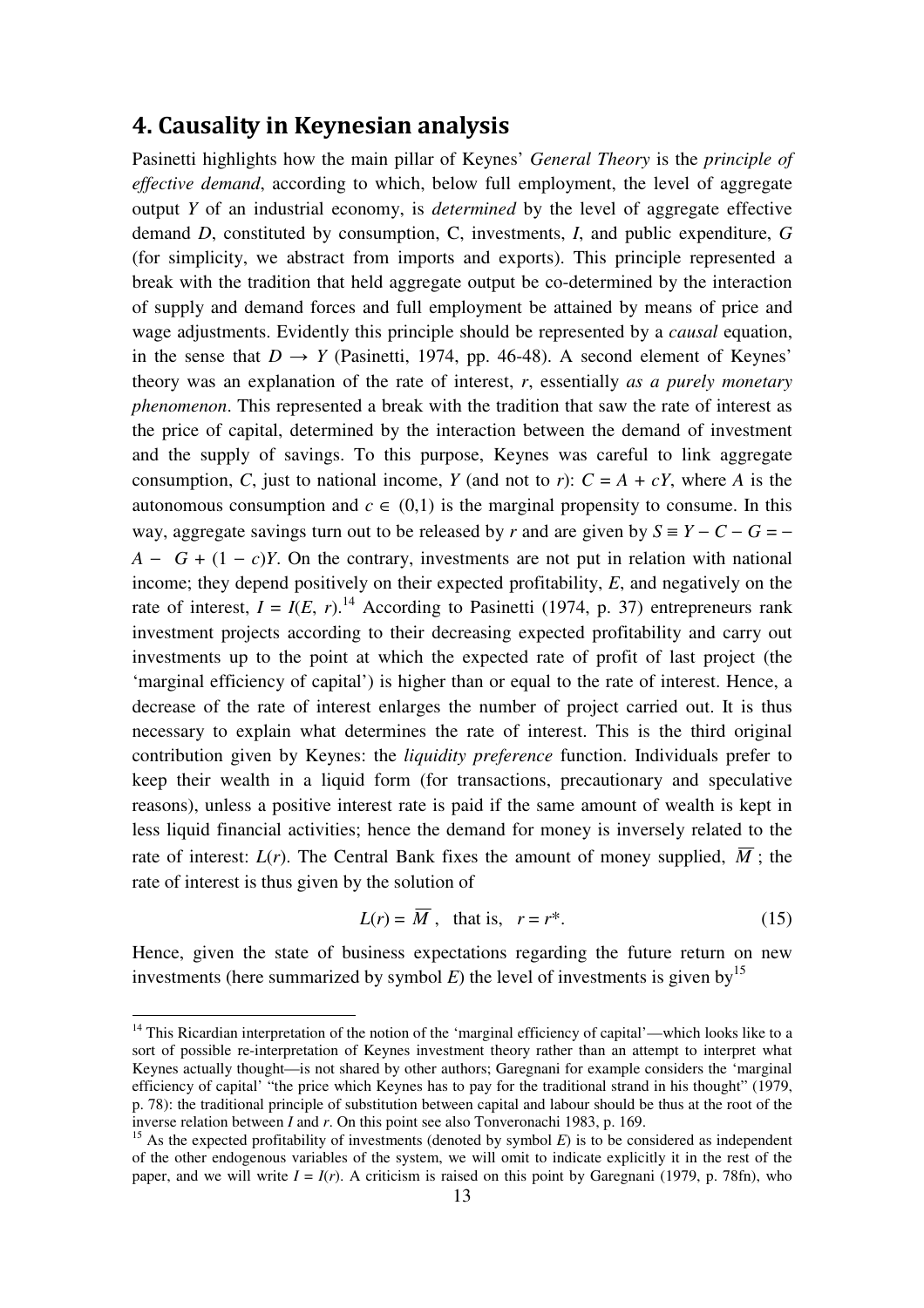## 4. Causality in Keynesian analysis

Pasinetti highlights how the main pillar of Keynes' *General Theory* is the *principle of effective demand*, according to which, below full employment, the level of aggregate output $Y$ of an industrial economy, is *determined* by the level of aggregate effective demand $D$, constituted by consumption, C, investments, $I$, and public expenditure, $G$ (for simplicity, we abstract from imports and exports). This principle represented a break with the tradition that held aggregate output be co-determined by the interaction of supply and demand forces and full employment be attained by means of price and wage adjustments. Evidently this principle should be represented by a *causal* equation, in the sense that $D \rightarrow Y$ (Pasinetti, 1974, pp. 46-48). A second element of Keynes' theory was an explanation of the rate of interest, $r$, essentially *as a purely monetary phenomenon*. This represented a break with the tradition that saw the rate of interest as the price of capital, determined by the interaction between the demand of investment and the supply of savings. To this purpose, Keynes was careful to link aggregate consumption, $C$, just to national income, $Y$ (and not to $r$): $C = A + cY$, where $A$ is the autonomous consumption and $c \in (0,1)$ is the marginal propensity to consume. In this way, aggregate savings turn out to be released by $r$ and are given by $S \equiv Y - C - G = -A - G + (1 - c)Y$. On the contrary, investments are not put in relation with national income; they depend positively on their expected profitability, $E$, and negatively on the rate of interest, $I = I(E, r)$.[14] According to Pasinetti (1974, p. 37) entrepreneurs rank investment projects according to their decreasing expected profitability and carry out investments up to the point at which the expected rate of profit of last project (the 'marginal efficiency of capital') is higher than or equal to the rate of interest. Hence, a decrease of the rate of interest enlarges the number of project carried out. It is thus necessary to explain what determines the rate of interest. This is the third original contribution given by Keynes: the *liquidity preference* function. Individuals prefer to keep their wealth in a liquid form (for transactions, precautionary and speculative reasons), unless a positive interest rate is paid if the same amount of wealth is kept in less liquid financial activities; hence the demand for money is inversely related to the rate of interest: $L(r)$. The Central Bank fixes the amount of money supplied, $\overline{M}$ ; the rate of interest is thus given by the solution of

$$L(r) = \overline{M}, \quad \text{that is,} \quad r = r^*. \tag{15}$$

Hence, given the state of business expectations regarding the future return on new investments (here summarized by symbol $E$) the level of investments is given by[15]

[14] This Ricardian interpretation of the notion of the 'marginal efficiency of capital'—which looks like to a sort of possible re-interpretation of Keynes investment theory rather than an attempt to interpret what Keynes actually thought—is not shared by other authors; Garegnani for example considers the 'marginal efficiency of capital' "the price which Keynes has to pay for the traditional strand in his thought" (1979, p. 78): the traditional principle of substitution between capital and labour should be thus at the root of the inverse relation between $I$ and $r$. On this point see also Tonveronachi 1983, p. 169.

[15] As the expected profitability of investments (denoted by symbol $E$) is to be considered as independent of the other endogenous variables of the system, we will omit to indicate explicitly it in the rest of the paper, and we will write $I = I(r)$. A criticism is raised on this point by Garegnani (1979, p. 78fn), who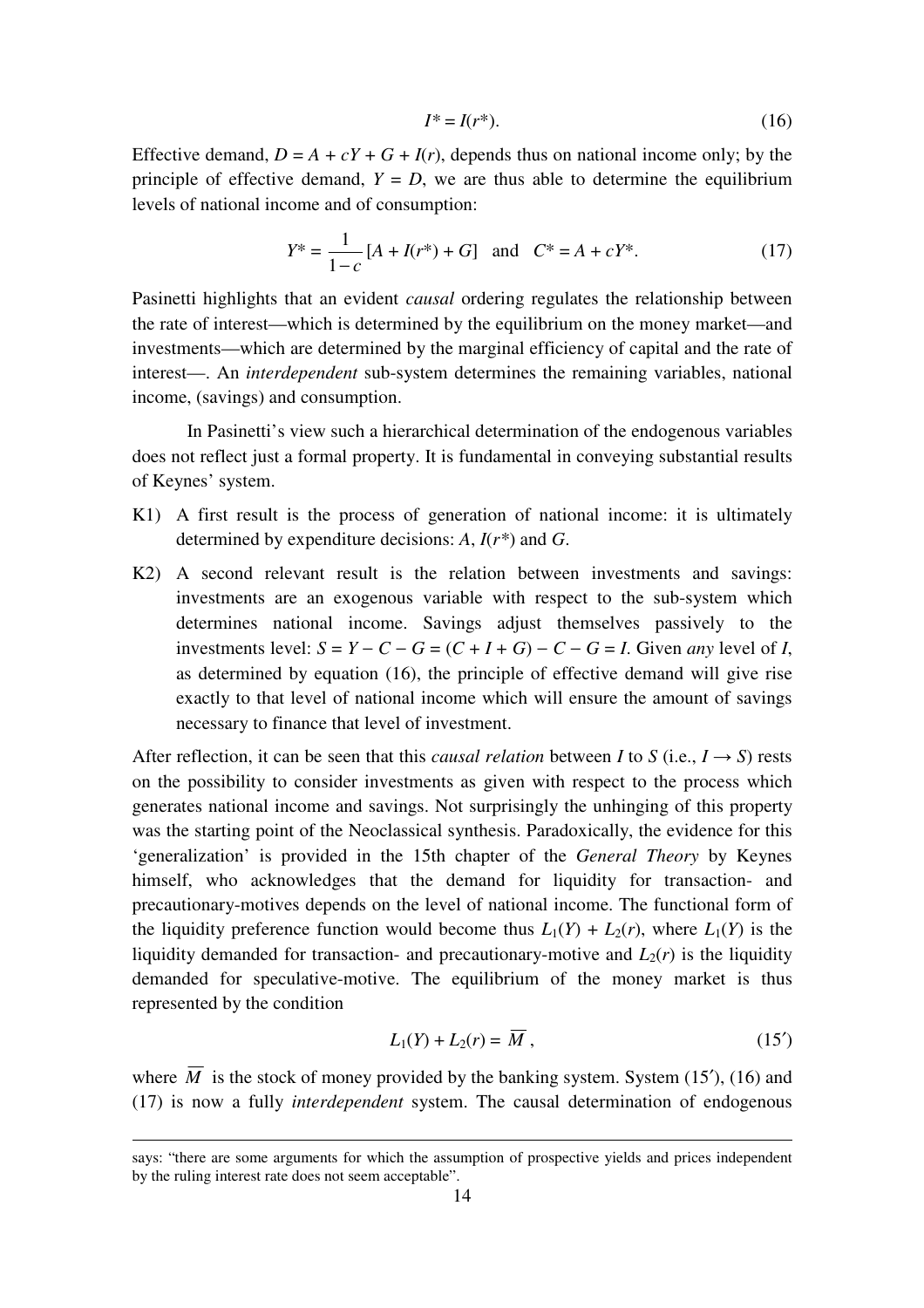$$I^* = I(r^*). \tag{16}$$

Effective demand, $D = A + cY + G + I(r)$, depends thus on national income only; by the principle of effective demand, $Y = D$, we are thus able to determine the equilibrium levels of national income and of consumption:

$$Y^* = \frac{1}{1-c}[A + I(r^*) + G] \quad \text{and} \quad C^* = A + cY^*. \tag{17}$$

Pasinetti highlights that an evident *causal* ordering regulates the relationship between the rate of interest—which is determined by the equilibrium on the money market—and investments—which are determined by the marginal efficiency of capital and the rate of interest—. An *interdependent* sub-system determines the remaining variables, national income, (savings) and consumption.

In Pasinetti's view such a hierarchical determination of the endogenous variables does not reflect just a formal property. It is fundamental in conveying substantial results of Keynes' system.

K1) A first result is the process of generation of national income: it is ultimately determined by expenditure decisions: $A$, $I(r^*)$ and $G$.

K2) A second relevant result is the relation between investments and savings: investments are an exogenous variable with respect to the sub-system which determines national income. Savings adjust themselves passively to the investments level: $S = Y - C - G = (C + I + G) - C - G = I$. Given *any* level of $I$, as determined by equation (16), the principle of effective demand will give rise exactly to that level of national income which will ensure the amount of savings necessary to finance that level of investment.

After reflection, it can be seen that this *causal relation* between $I$ to $S$ (i.e., $I \rightarrow S$) rests on the possibility to consider investments as given with respect to the process which generates national income and savings. Not surprisingly the unhinging of this property was the starting point of the Neoclassical synthesis. Paradoxically, the evidence for this 'generalization' is provided in the 15th chapter of the *General Theory* by Keynes himself, who acknowledges that the demand for liquidity for transaction- and precautionary-motives depends on the level of national income. The functional form of the liquidity preference function would become thus $L_1(Y) + L_2(r)$, where $L_1(Y)$ is the liquidity demanded for transaction- and precautionary-motive and $L_2(r)$ is the liquidity demanded for speculative-motive. The equilibrium of the money market is thus represented by the condition

$$L_1(Y) + L_2(r) = \overline{M}, \tag{15'}$$

where $\overline{M}$ is the stock of money provided by the banking system. System (15′), (16) and (17) is now a fully *interdependent* system. The causal determination of endogenous

says: "there are some arguments for which the assumption of prospective yields and prices independent by the ruling interest rate does not seem acceptable".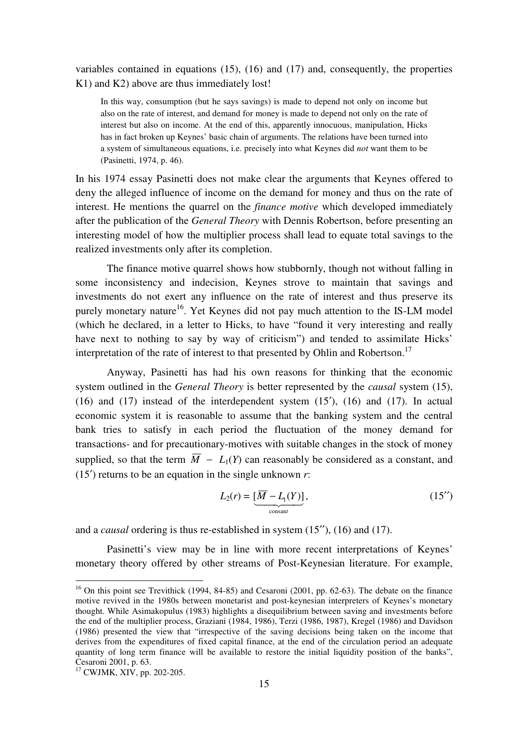variables contained in equations (15), (16) and (17) and, consequently, the properties K1) and K2) above are thus immediately lost!

> In this way, consumption (but he says savings) is made to depend not only on income but also on the rate of interest, and demand for money is made to depend not only on the rate of interest but also on income. At the end of this, apparently innocuous, manipulation, Hicks has in fact broken up Keynes' basic chain of arguments. The relations have been turned into a system of simultaneous equations, i.e. precisely into what Keynes did *not* want them to be (Pasinetti, 1974, p. 46).

In his 1974 essay Pasinetti does not make clear the arguments that Keynes offered to deny the alleged influence of income on the demand for money and thus on the rate of interest. He mentions the quarrel on the *finance motive* which developed immediately after the publication of the *General Theory* with Dennis Robertson, before presenting an interesting model of how the multiplier process shall lead to equate total savings to the realized investments only after its completion.

The finance motive quarrel shows how stubbornly, though not without falling in some inconsistency and indecision, Keynes strove to maintain that savings and investments do not exert any influence on the rate of interest and thus preserve its purely monetary nature[16]. Yet Keynes did not pay much attention to the IS-LM model (which he declared, in a letter to Hicks, to have "found it very interesting and really have next to nothing to say by way of criticism") and tended to assimilate Hicks' interpretation of the rate of interest to that presented by Ohlin and Robertson.[17]

Anyway, Pasinetti has had his own reasons for thinking that the economic system outlined in the *General Theory* is better represented by the *causal* system (15), (16) and (17) instead of the interdependent system (15′), (16) and (17). In actual economic system it is reasonable to assume that the banking system and the central bank tries to satisfy in each period the fluctuation of the money demand for transactions- and for precautionary-motives with suitable changes in the stock of money supplied, so that the term $\overline{M} - L_1(Y)$ can reasonably be considered as a constant, and (15′) returns to be an equation in the single unknown $r$:

$$L_2(r) = \underbrace{[\overline{M} - L_1(Y)]}_{\text{consant}}, \tag{15′′}$$

and a *causal* ordering is thus re-established in system (15′′), (16) and (17).

Pasinetti's view may be in line with more recent interpretations of Keynes' monetary theory offered by other streams of Post-Keynesian literature. For example,

---

[16] On this point see Trevithick (1994, 84-85) and Cesaroni (2001, pp. 62-63). The debate on the finance motive revived in the 1980s between monetarist and post-keynesian interpreters of Keynes's monetary thought. While Asimakopulus (1983) highlights a disequilibrium between saving and investments before the end of the multiplier process, Graziani (1984, 1986), Terzi (1986, 1987), Kregel (1986) and Davidson (1986) presented the view that "irrespective of the saving decisions being taken on the income that derives from the expenditures of fixed capital finance, at the end of the circulation period an adequate quantity of long term finance will be available to restore the initial liquidity position of the banks", Cesaroni 2001, p. 63.

[17] CWJMK, XIV, pp. 202-205.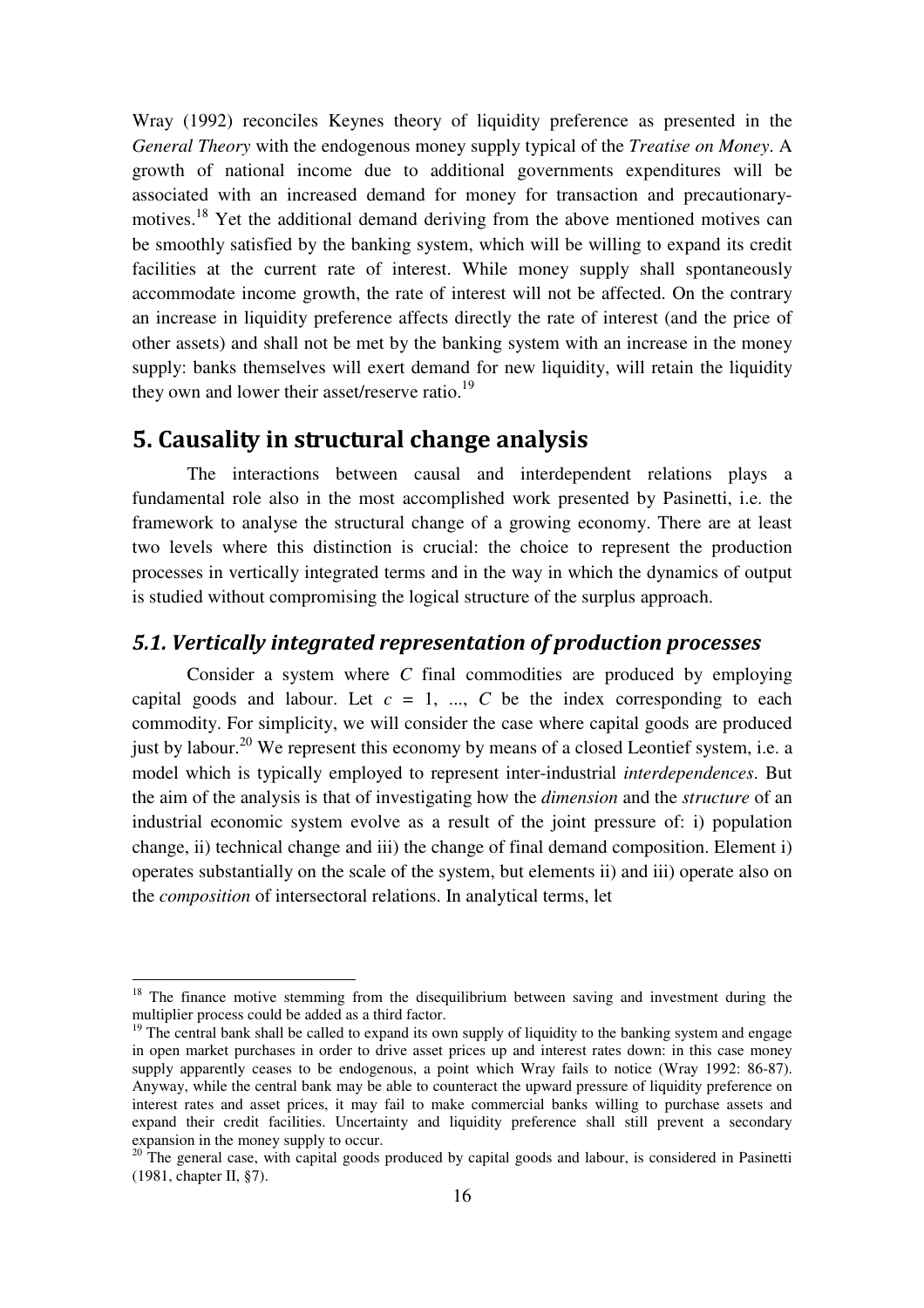Wray (1992) reconciles Keynes theory of liquidity preference as presented in the *General Theory* with the endogenous money supply typical of the *Treatise on Money*. A growth of national income due to additional governments expenditures will be associated with an increased demand for money for transaction and precautionary-motives.[18] Yet the additional demand deriving from the above mentioned motives can be smoothly satisfied by the banking system, which will be willing to expand its credit facilities at the current rate of interest. While money supply shall spontaneously accommodate income growth, the rate of interest will not be affected. On the contrary an increase in liquidity preference affects directly the rate of interest (and the price of other assets) and shall not be met by the banking system with an increase in the money supply: banks themselves will exert demand for new liquidity, will retain the liquidity they own and lower their asset/reserve ratio.[19]

# 5. Causality in structural change analysis

The interactions between causal and interdependent relations plays a fundamental role also in the most accomplished work presented by Pasinetti, i.e. the framework to analyse the structural change of a growing economy. There are at least two levels where this distinction is crucial: the choice to represent the production processes in vertically integrated terms and in the way in which the dynamics of output is studied without compromising the logical structure of the surplus approach.

## *5.1. Vertically integrated representation of production processes*

Consider a system where $C$ final commodities are produced by employing capital goods and labour. Let $c = 1, \ldots, C$ be the index corresponding to each commodity. For simplicity, we will consider the case where capital goods are produced just by labour.[20] We represent this economy by means of a closed Leontief system, i.e. a model which is typically employed to represent inter-industrial *interdependences*. But the aim of the analysis is that of investigating how the *dimension* and the *structure* of an industrial economic system evolve as a result of the joint pressure of: i) population change, ii) technical change and iii) the change of final demand composition. Element i) operates substantially on the scale of the system, but elements ii) and iii) operate also on the *composition* of intersectoral relations. In analytical terms, let

---

[18] The finance motive stemming from the disequilibrium between saving and investment during the multiplier process could be added as a third factor.

[19] The central bank shall be called to expand its own supply of liquidity to the banking system and engage in open market purchases in order to drive asset prices up and interest rates down: in this case money supply apparently ceases to be endogenous, a point which Wray fails to notice (Wray 1992: 86-87). Anyway, while the central bank may be able to counteract the upward pressure of liquidity preference on interest rates and asset prices, it may fail to make commercial banks willing to purchase assets and expand their credit facilities. Uncertainty and liquidity preference shall still prevent a secondary expansion in the money supply to occur.

[20] The general case, with capital goods produced by capital goods and labour, is considered in Pasinetti (1981, chapter II, §7).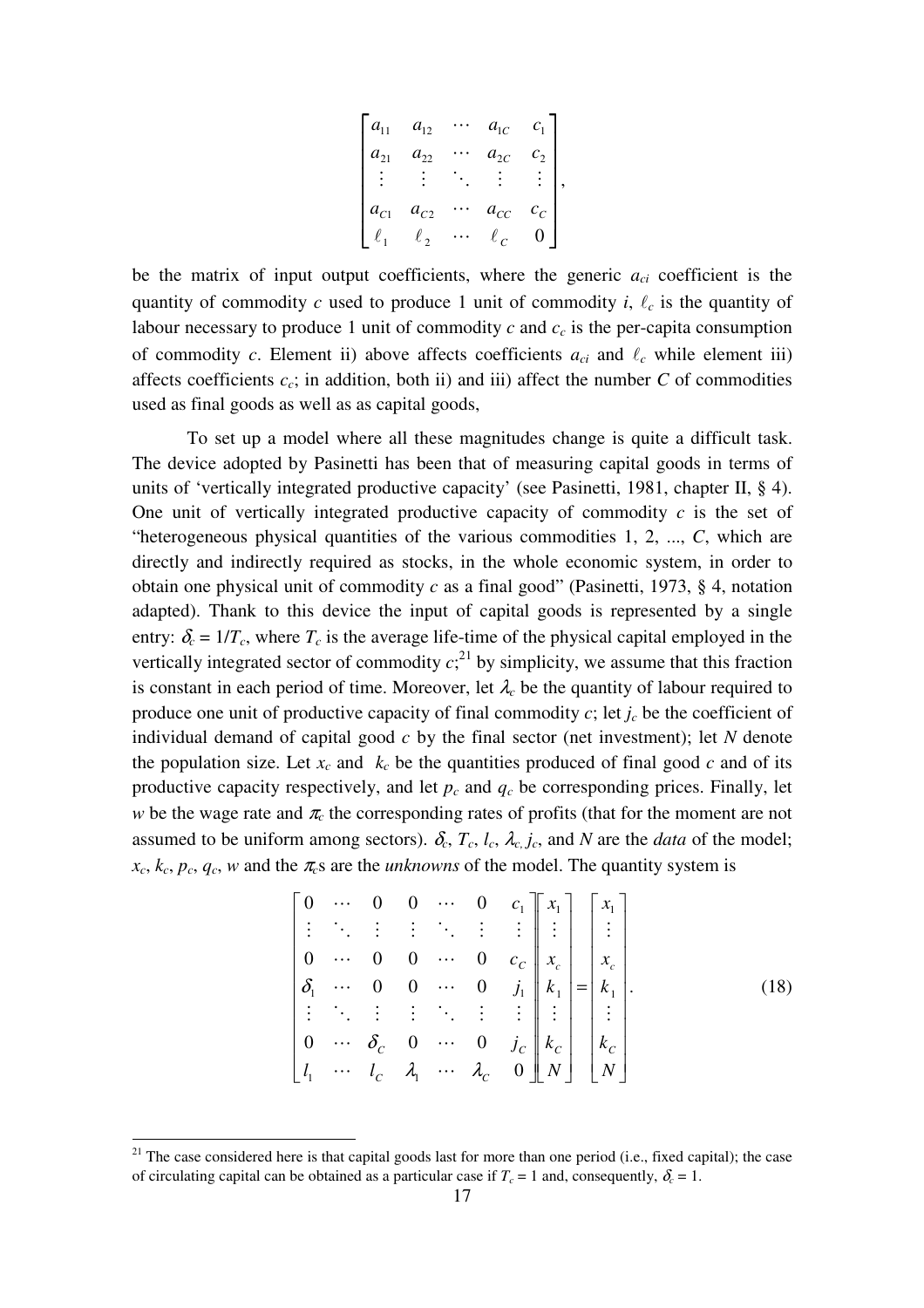$$
\begin{bmatrix}
a_{11} & a_{12} & \cdots & a_{1C} & c_1 \\
a_{21} & a_{22} & \cdots & a_{2C} & c_2 \\
\vdots & \vdots & \ddots & \vdots & \vdots \\
a_{C1} & a_{C2} & \cdots & a_{CC} & c_C \\
\ell_1 & \ell_2 & \cdots & \ell_C & 0
\end{bmatrix},
$$

be the matrix of input output coefficients, where the generic $a_{ci}$ coefficient is the quantity of commodity $c$ used to produce 1 unit of commodity $i$, $\ell_c$ is the quantity of labour necessary to produce 1 unit of commodity $c$ and $c_c$ is the per-capita consumption of commodity $c$. Element ii) above affects coefficients $a_{ci}$ and $\ell_c$ while element iii) affects coefficients $c_c$; in addition, both ii) and iii) affect the number $C$ of commodities used as final goods as well as as capital goods,

To set up a model where all these magnitudes change is quite a difficult task. The device adopted by Pasinetti has been that of measuring capital goods in terms of units of 'vertically integrated productive capacity' (see Pasinetti, 1981, chapter II, § 4). One unit of vertically integrated productive capacity of commodity $c$ is the set of "heterogeneous physical quantities of the various commodities 1, 2, ..., $C$, which are directly and indirectly required as stocks, in the whole economic system, in order to obtain one physical unit of commodity $c$ as a final good" (Pasinetti, 1973, § 4, notation adapted). Thank to this device the input of capital goods is represented by a single entry: $\delta_c = 1/T_c$, where $T_c$ is the average life-time of the physical capital employed in the vertically integrated sector of commodity $c$;[21] by simplicity, we assume that this fraction is constant in each period of time. Moreover, let $\lambda_c$ be the quantity of labour required to produce one unit of productive capacity of final commodity $c$; let $j_c$ be the coefficient of individual demand of capital good $c$ by the final sector (net investment); let $N$ denote the population size. Let $x_c$ and $k_c$ be the quantities produced of final good $c$ and of its productive capacity respectively, and let $p_c$ and $q_c$ be corresponding prices. Finally, let $w$ be the wage rate and $\pi_c$ the corresponding rates of profits (that for the moment are not assumed to be uniform among sectors). $\delta_c$, $T_c$, $l_c$, $\lambda_c$, $j_c$, and $N$ are the *data* of the model; $x_c$, $k_c$, $p_c$, $q_c$, $w$ and the $\pi_c$s are the *unknowns* of the model. The quantity system is

$$
\begin{bmatrix}
0 & \cdots & 0 & 0 & \cdots & 0 & c_1 \\
\vdots & \ddots & \vdots & \vdots & \ddots & \vdots & \vdots \\
0 & \cdots & 0 & 0 & \cdots & 0 & c_C \\
\delta_1 & \cdots & 0 & 0 & \cdots & 0 & j_1 \\
\vdots & \ddots & \vdots & \vdots & \ddots & \vdots & \vdots \\
0 & \cdots & \delta_C & 0 & \cdots & 0 & j_C \\
l_1 & \cdots & l_C & \lambda_1 & \cdots & \lambda_C & 0
\end{bmatrix}
\begin{bmatrix}
x_1 \\ \vdots \\ x_c \\ k_1 \\ \vdots \\ k_C \\ N
\end{bmatrix}
=
\begin{bmatrix}
x_1 \\ \vdots \\ x_c \\ k_1 \\ \vdots \\ k_C \\ N
\end{bmatrix}. \tag{18}
$$

---

[21] The case considered here is that capital goods last for more than one period (i.e., fixed capital); the case of circulating capital can be obtained as a particular case if $T_c = 1$ and, consequently, $\delta_c = 1$.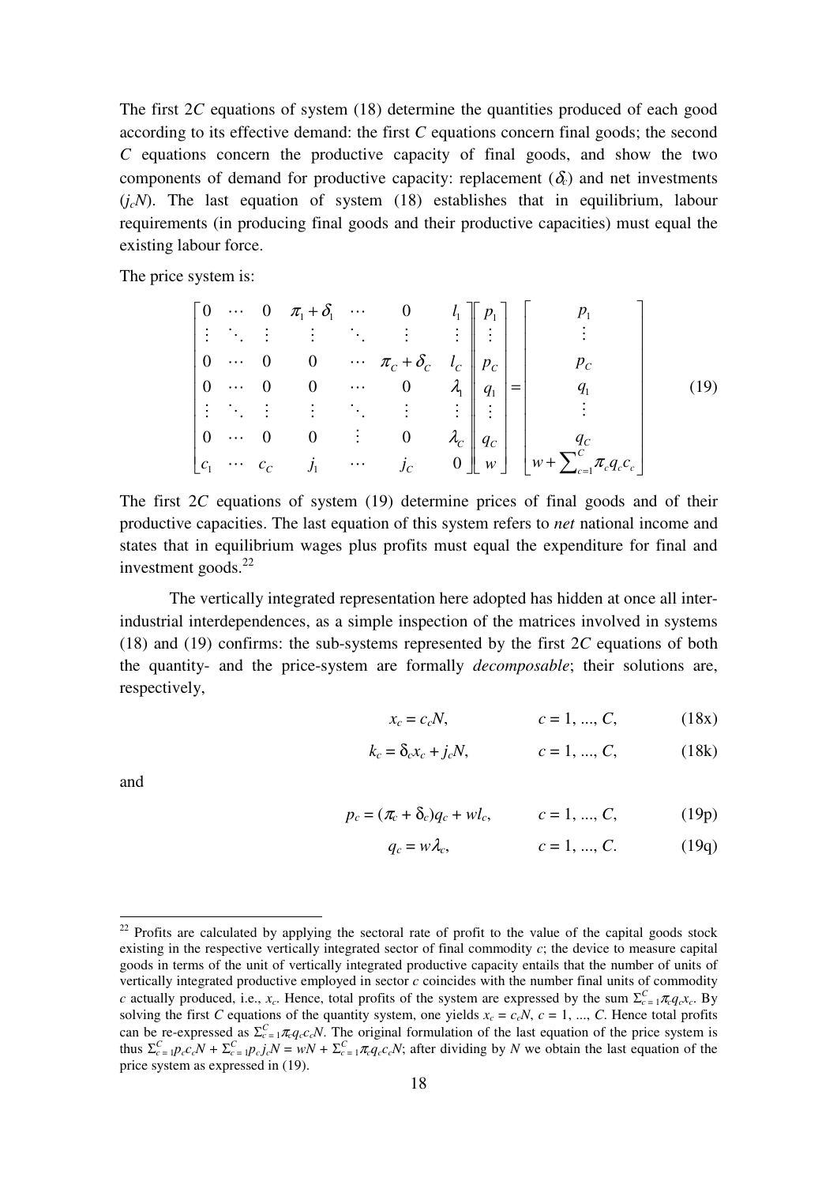The first $2C$ equations of system (18) determine the quantities produced of each good according to its effective demand: the first $C$ equations concern final goods; the second $C$ equations concern the productive capacity of final goods, and show the two components of demand for productive capacity: replacement ($\delta_c$) and net investments ($j_c N$). The last equation of system (18) establishes that in equilibrium, labour requirements (in producing final goods and their productive capacities) must equal the existing labour force.

The price system is:

$$\begin{bmatrix} 0 & \cdots & 0 & \pi_1 + \delta_1 & \cdots & 0 & l_1 \\ \vdots & \ddots & \vdots & \vdots & \ddots & \vdots & \vdots \\ 0 & \cdots & 0 & 0 & \cdots & \pi_C + \delta_C & l_C \\ 0 & \cdots & 0 & 0 & \cdots & 0 & \lambda_1 \\ \vdots & \ddots & \vdots & \vdots & \ddots & \vdots & \vdots \\ 0 & \cdots & 0 & 0 & \vdots & 0 & \lambda_C \\ c_1 & \cdots & c_C & j_1 & \cdots & j_C & 0 \end{bmatrix} \begin{bmatrix} p_1 \\ \vdots \\ p_C \\ q_1 \\ \vdots \\ q_C \\ w \end{bmatrix} = \begin{bmatrix} p_1 \\ \vdots \\ p_C \\ q_1 \\ \vdots \\ q_C \\ w + \sum_{c=1}^{C} \pi_c q_c c_c \end{bmatrix} \tag{19}$$

The first $2C$ equations of system (19) determine prices of final goods and of their productive capacities. The last equation of this system refers to *net* national income and states that in equilibrium wages plus profits must equal the expenditure for final and investment goods.[22]

The vertically integrated representation here adopted has hidden at once all inter-industrial interdependences, as a simple inspection of the matrices involved in systems (18) and (19) confirms: the sub-systems represented by the first $2C$ equations of both the quantity- and the price-system are formally *decomposable*; their solutions are, respectively,

$$x_c = c_c N, \qquad c = 1, ..., C, \tag{18x}$$

$$k_c = \delta_c x_c + j_c N, \qquad c = 1, ..., C, \tag{18k}$$

and

$$p_c = (\pi_c + \delta_c) q_c + w l_c, \qquad c = 1, ..., C, \tag{19p}$$

$$q_c = w \lambda_c, \qquad c = 1, ..., C. \tag{19q}$$

[22] Profits are calculated by applying the sectoral rate of profit to the value of the capital goods stock existing in the respective vertically integrated sector of final commodity $c$; the device to measure capital goods in terms of the unit of vertically integrated productive capacity entails that the number of units of vertically integrated productive employed in sector $c$ coincides with the number final units of commodity $c$ actually produced, i.e., $x_c$. Hence, total profits of the system are expressed by the sum $\Sigma_{c=1}^{C} \pi_c q_c x_c$. By solving the first $C$ equations of the quantity system, one yields $x_c = c_c N$, $c = 1, ..., C$. Hence total profits can be re-expressed as $\Sigma_{c=1}^{C} \pi_c q_c c_c N$. The original formulation of the last equation of the price system is thus $\Sigma_{c=1}^{C} p_c c_c N + \Sigma_{c=1}^{C} p_c j_c N = wN + \Sigma_{c=1}^{C} \pi_c q_c c_c N$; after dividing by $N$ we obtain the last equation of the price system as expressed in (19).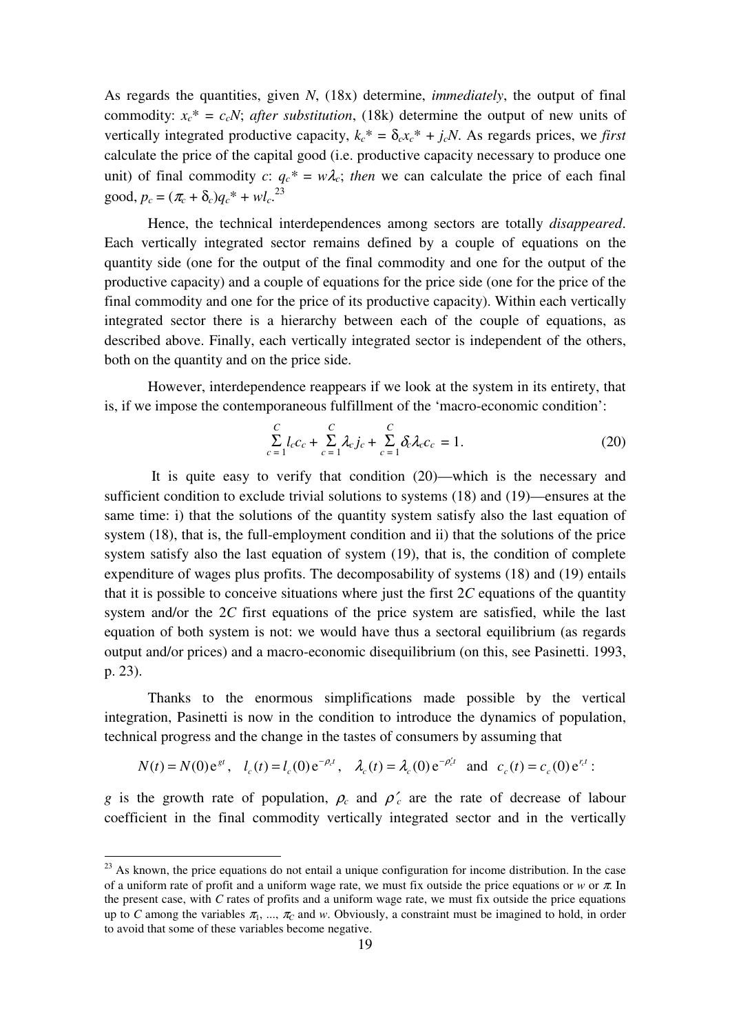As regards the quantities, given $N$, (18x) determine, *immediately*, the output of final commodity: $x_c^* = c_c N$; *after substitution*, (18k) determine the output of new units of vertically integrated productive capacity, $k_c^* = \delta_c x_c^* + j_c N$. As regards prices, we *first* calculate the price of the capital good (i.e. productive capacity necessary to produce one unit) of final commodity $c$: $q_c^* = w\lambda_c$; *then* we can calculate the price of each final good, $p_c = (\pi_c + \delta_c)q_c^* + wl_c$.[23]

Hence, the technical interdependences among sectors are totally *disappeared*. Each vertically integrated sector remains defined by a couple of equations on the quantity side (one for the output of the final commodity and one for the output of the productive capacity) and a couple of equations for the price side (one for the price of the final commodity and one for the price of its productive capacity). Within each vertically integrated sector there is a hierarchy between each of the couple of equations, as described above. Finally, each vertically integrated sector is independent of the others, both on the quantity and on the price side.

However, interdependence reappears if we look at the system in its entirety, that is, if we impose the contemporaneous fulfillment of the 'macro-economic condition':

$$\sum_{c=1}^{C} l_c c_c + \sum_{c=1}^{C} \lambda_c j_c + \sum_{c=1}^{C} \delta_c \lambda_c c_c = 1. \tag{20}$$

It is quite easy to verify that condition (20)—which is the necessary and sufficient condition to exclude trivial solutions to systems (18) and (19)—ensures at the same time: i) that the solutions of the quantity system satisfy also the last equation of system (18), that is, the full-employment condition and ii) that the solutions of the price system satisfy also the last equation of system (19), that is, the condition of complete expenditure of wages plus profits. The decomposability of systems (18) and (19) entails that it is possible to conceive situations where just the first $2C$ equations of the quantity system and/or the $2C$ first equations of the price system are satisfied, while the last equation of both system is not: we would have thus a sectoral equilibrium (as regards output and/or prices) and a macro-economic disequilibrium (on this, see Pasinetti. 1993, p. 23).

Thanks to the enormous simplifications made possible by the vertical integration, Pasinetti is now in the condition to introduce the dynamics of population, technical progress and the change in the tastes of consumers by assuming that

$$N(t) = N(0)\mathrm{e}^{gt}, \quad l_c(t) = l_c(0)\mathrm{e}^{-\rho_c t}, \quad \lambda_c(t) = \lambda_c(0)\mathrm{e}^{-\rho'_c t} \quad \text{and} \quad c_c(t) = c_c(0)\mathrm{e}^{r_c t}:$$

$g$ is the growth rate of population, $\rho_c$ and $\rho'_c$ are the rate of decrease of labour coefficient in the final commodity vertically integrated sector and in the vertically

[23] As known, the price equations do not entail a unique configuration for income distribution. In the case of a uniform rate of profit and a uniform wage rate, we must fix outside the price equations or $w$ or $\pi$. In the present case, with $C$ rates of profits and a uniform wage rate, we must fix outside the price equations up to $C$ among the variables $\pi_1, ..., \pi_C$ and $w$. Obviously, a constraint must be imagined to hold, in order to avoid that some of these variables become negative.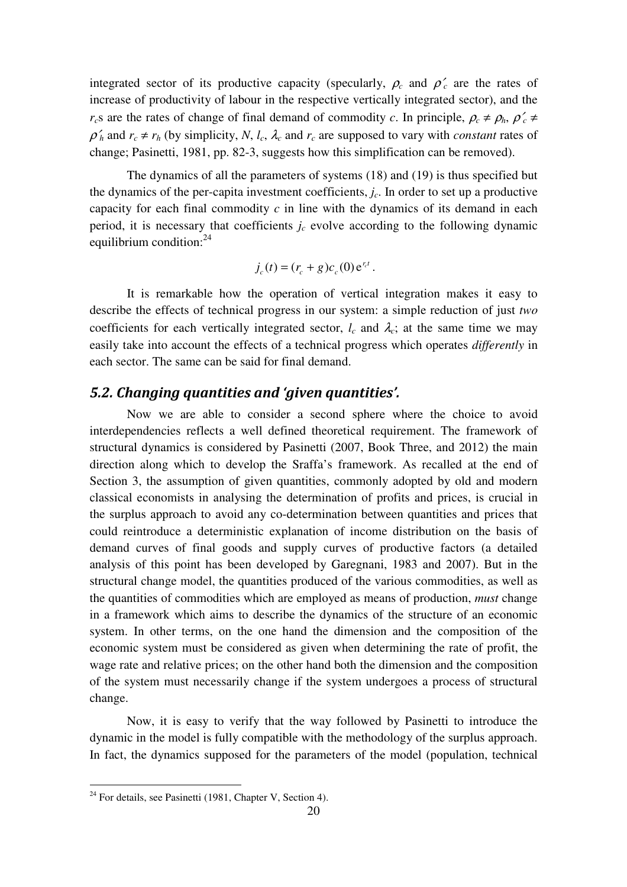integrated sector of its productive capacity (specularly, $\rho_c$ and $\rho'_c$ are the rates of increase of productivity of labour in the respective vertically integrated sector), and the $r_c$s are the rates of change of final demand of commodity $c$. In principle, $\rho_c \neq \rho_h$, $\rho'_c \neq \rho'_h$ and $r_c \neq r_h$ (by simplicity, $N$, $l_c$, $\lambda_c$ and $r_c$ are supposed to vary with *constant* rates of change; Pasinetti, 1981, pp. 82-3, suggests how this simplification can be removed).

The dynamics of all the parameters of systems (18) and (19) is thus specified but the dynamics of the per-capita investment coefficients, $j_c$. In order to set up a productive capacity for each final commodity $c$ in line with the dynamics of its demand in each period, it is necessary that coefficients $j_c$ evolve according to the following dynamic equilibrium condition:[24]

$$j_c(t) = (r_c + g)c_c(0)\,\mathrm{e}^{r_c t}\,.$$

It is remarkable how the operation of vertical integration makes it easy to describe the effects of technical progress in our system: a simple reduction of just *two* coefficients for each vertically integrated sector, $l_c$ and $\lambda_c$; at the same time we may easily take into account the effects of a technical progress which operates *differently* in each sector. The same can be said for final demand.

## *5.2. Changing quantities and 'given quantities'.*

Now we are able to consider a second sphere where the choice to avoid interdependencies reflects a well defined theoretical requirement. The framework of structural dynamics is considered by Pasinetti (2007, Book Three, and 2012) the main direction along which to develop the Sraffa's framework. As recalled at the end of Section 3, the assumption of given quantities, commonly adopted by old and modern classical economists in analysing the determination of profits and prices, is crucial in the surplus approach to avoid any co-determination between quantities and prices that could reintroduce a deterministic explanation of income distribution on the basis of demand curves of final goods and supply curves of productive factors (a detailed analysis of this point has been developed by Garegnani, 1983 and 2007). But in the structural change model, the quantities produced of the various commodities, as well as the quantities of commodities which are employed as means of production, *must* change in a framework which aims to describe the dynamics of the structure of an economic system. In other terms, on the one hand the dimension and the composition of the economic system must be considered as given when determining the rate of profit, the wage rate and relative prices; on the other hand both the dimension and the composition of the system must necessarily change if the system undergoes a process of structural change.

Now, it is easy to verify that the way followed by Pasinetti to introduce the dynamic in the model is fully compatible with the methodology of the surplus approach. In fact, the dynamics supposed for the parameters of the model (population, technical

[24] For details, see Pasinetti (1981, Chapter V, Section 4).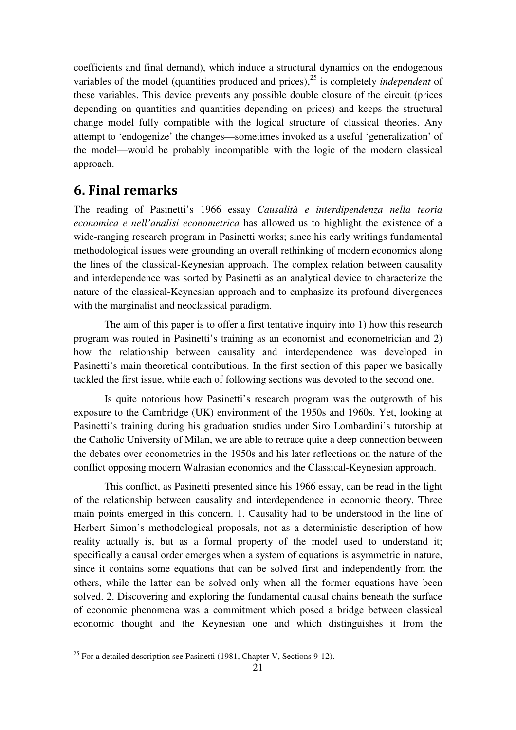coefficients and final demand), which induce a structural dynamics on the endogenous variables of the model (quantities produced and prices),[25] is completely *independent* of these variables. This device prevents any possible double closure of the circuit (prices depending on quantities and quantities depending on prices) and keeps the structural change model fully compatible with the logical structure of classical theories. Any attempt to 'endogenize' the changes—sometimes invoked as a useful 'generalization' of the model—would be probably incompatible with the logic of the modern classical approach.

## 6. Final remarks

The reading of Pasinetti's 1966 essay *Causalità e interdipendenza nella teoria economica e nell'analisi econometrica* has allowed us to highlight the existence of a wide-ranging research program in Pasinetti works; since his early writings fundamental methodological issues were grounding an overall rethinking of modern economics along the lines of the classical-Keynesian approach. The complex relation between causality and interdependence was sorted by Pasinetti as an analytical device to characterize the nature of the classical-Keynesian approach and to emphasize its profound divergences with the marginalist and neoclassical paradigm.

The aim of this paper is to offer a first tentative inquiry into 1) how this research program was routed in Pasinetti's training as an economist and econometrician and 2) how the relationship between causality and interdependence was developed in Pasinetti's main theoretical contributions. In the first section of this paper we basically tackled the first issue, while each of following sections was devoted to the second one.

Is quite notorious how Pasinetti's research program was the outgrowth of his exposure to the Cambridge (UK) environment of the 1950s and 1960s. Yet, looking at Pasinetti's training during his graduation studies under Siro Lombardini's tutorship at the Catholic University of Milan, we are able to retrace quite a deep connection between the debates over econometrics in the 1950s and his later reflections on the nature of the conflict opposing modern Walrasian economics and the Classical-Keynesian approach.

This conflict, as Pasinetti presented since his 1966 essay, can be read in the light of the relationship between causality and interdependence in economic theory. Three main points emerged in this concern. 1. Causality had to be understood in the line of Herbert Simon's methodological proposals, not as a deterministic description of how reality actually is, but as a formal property of the model used to understand it; specifically a causal order emerges when a system of equations is asymmetric in nature, since it contains some equations that can be solved first and independently from the others, while the latter can be solved only when all the former equations have been solved. 2. Discovering and exploring the fundamental causal chains beneath the surface of economic phenomena was a commitment which posed a bridge between classical economic thought and the Keynesian one and which distinguishes it from the

[25] For a detailed description see Pasinetti (1981, Chapter V, Sections 9-12).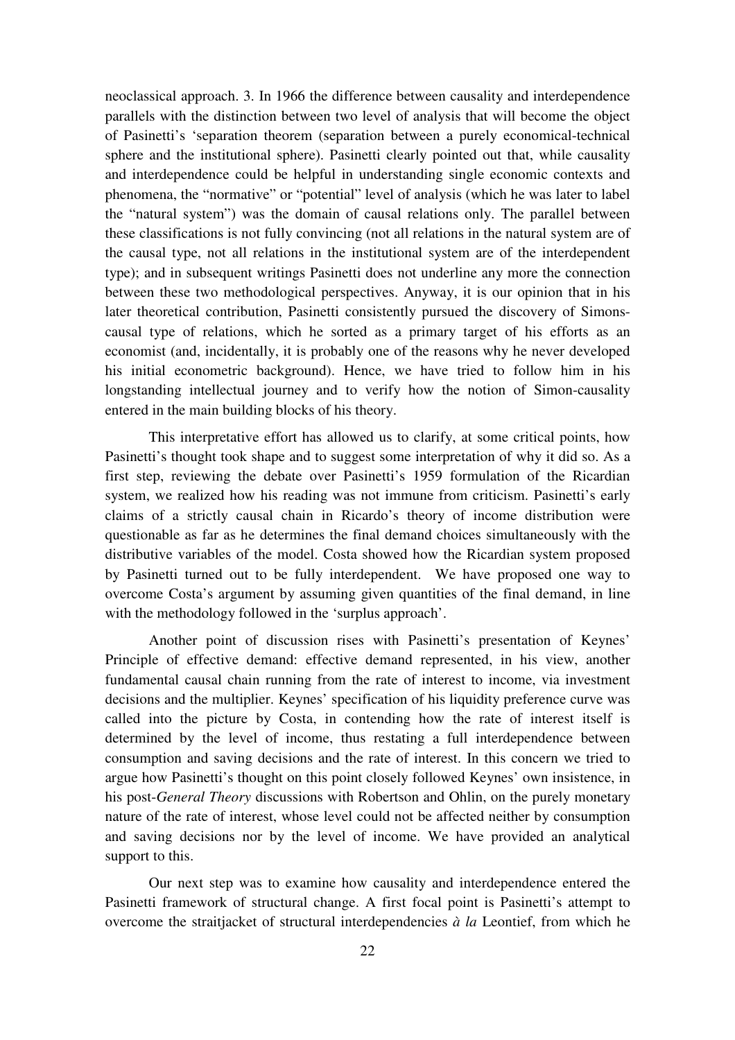neoclassical approach. 3. In 1966 the difference between causality and interdependence parallels with the distinction between two level of analysis that will become the object of Pasinetti's 'separation theorem (separation between a purely economical-technical sphere and the institutional sphere). Pasinetti clearly pointed out that, while causality and interdependence could be helpful in understanding single economic contexts and phenomena, the "normative" or "potential" level of analysis (which he was later to label the "natural system") was the domain of causal relations only. The parallel between these classifications is not fully convincing (not all relations in the natural system are of the causal type, not all relations in the institutional system are of the interdependent type); and in subsequent writings Pasinetti does not underline any more the connection between these two methodological perspectives. Anyway, it is our opinion that in his later theoretical contribution, Pasinetti consistently pursued the discovery of Simons-causal type of relations, which he sorted as a primary target of his efforts as an economist (and, incidentally, it is probably one of the reasons why he never developed his initial econometric background). Hence, we have tried to follow him in his longstanding intellectual journey and to verify how the notion of Simon-causality entered in the main building blocks of his theory.

This interpretative effort has allowed us to clarify, at some critical points, how Pasinetti's thought took shape and to suggest some interpretation of why it did so. As a first step, reviewing the debate over Pasinetti's 1959 formulation of the Ricardian system, we realized how his reading was not immune from criticism. Pasinetti's early claims of a strictly causal chain in Ricardo's theory of income distribution were questionable as far as he determines the final demand choices simultaneously with the distributive variables of the model. Costa showed how the Ricardian system proposed by Pasinetti turned out to be fully interdependent. We have proposed one way to overcome Costa's argument by assuming given quantities of the final demand, in line with the methodology followed in the 'surplus approach'.

Another point of discussion rises with Pasinetti's presentation of Keynes' Principle of effective demand: effective demand represented, in his view, another fundamental causal chain running from the rate of interest to income, via investment decisions and the multiplier. Keynes' specification of his liquidity preference curve was called into the picture by Costa, in contending how the rate of interest itself is determined by the level of income, thus restating a full interdependence between consumption and saving decisions and the rate of interest. In this concern we tried to argue how Pasinetti's thought on this point closely followed Keynes' own insistence, in his post-*General Theory* discussions with Robertson and Ohlin, on the purely monetary nature of the rate of interest, whose level could not be affected neither by consumption and saving decisions nor by the level of income. We have provided an analytical support to this.

Our next step was to examine how causality and interdependence entered the Pasinetti framework of structural change. A first focal point is Pasinetti's attempt to overcome the straitjacket of structural interdependencies *à la* Leontief, from which he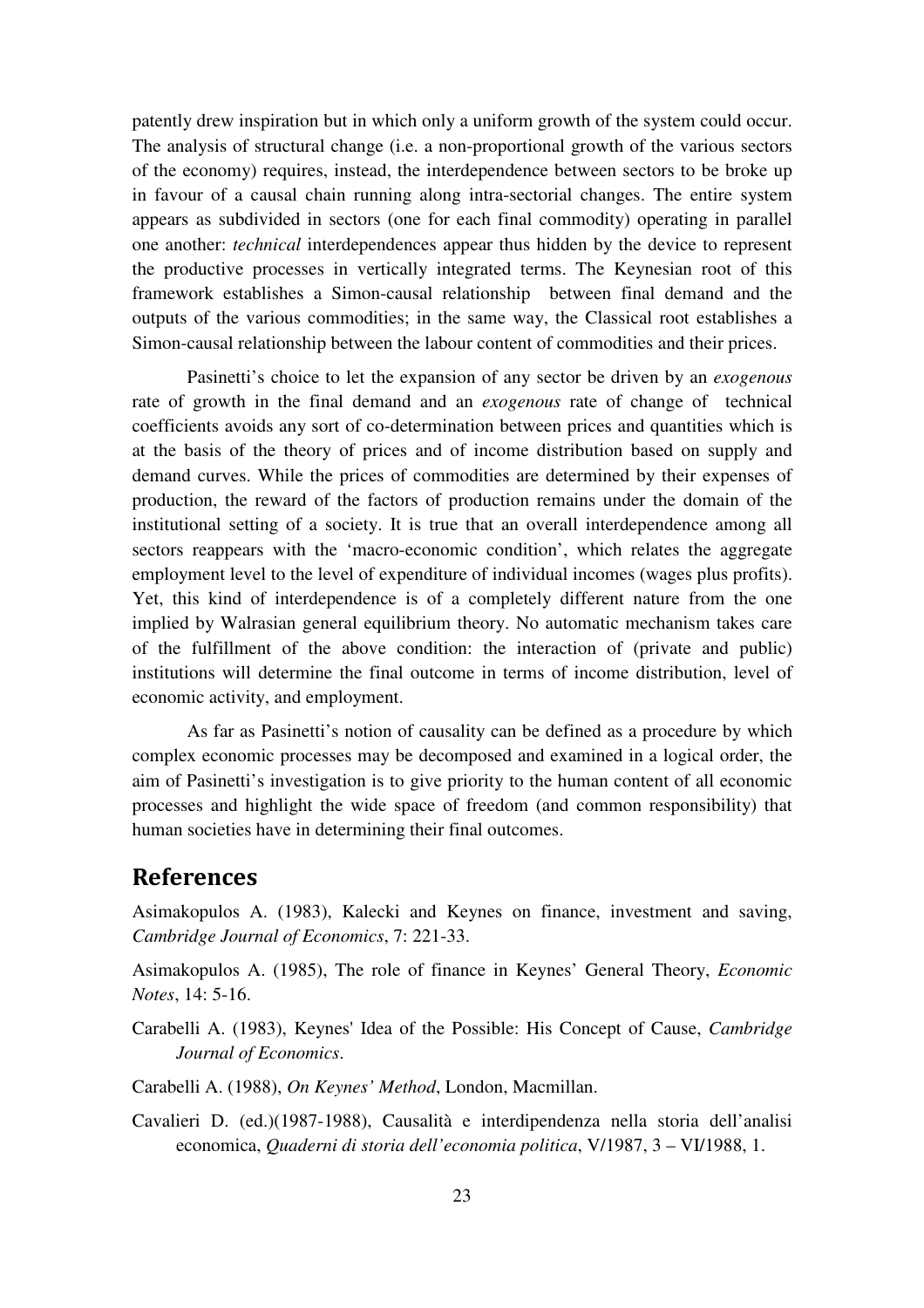patently drew inspiration but in which only a uniform growth of the system could occur. The analysis of structural change (i.e. a non-proportional growth of the various sectors of the economy) requires, instead, the interdependence between sectors to be broke up in favour of a causal chain running along intra-sectorial changes. The entire system appears as subdivided in sectors (one for each final commodity) operating in parallel one another: *technical* interdependences appear thus hidden by the device to represent the productive processes in vertically integrated terms. The Keynesian root of this framework establishes a Simon-causal relationship between final demand and the outputs of the various commodities; in the same way, the Classical root establishes a Simon-causal relationship between the labour content of commodities and their prices.

Pasinetti's choice to let the expansion of any sector be driven by an *exogenous* rate of growth in the final demand and an *exogenous* rate of change of technical coefficients avoids any sort of co-determination between prices and quantities which is at the basis of the theory of prices and of income distribution based on supply and demand curves. While the prices of commodities are determined by their expenses of production, the reward of the factors of production remains under the domain of the institutional setting of a society. It is true that an overall interdependence among all sectors reappears with the 'macro-economic condition', which relates the aggregate employment level to the level of expenditure of individual incomes (wages plus profits). Yet, this kind of interdependence is of a completely different nature from the one implied by Walrasian general equilibrium theory. No automatic mechanism takes care of the fulfillment of the above condition: the interaction of (private and public) institutions will determine the final outcome in terms of income distribution, level of economic activity, and employment.

As far as Pasinetti's notion of causality can be defined as a procedure by which complex economic processes may be decomposed and examined in a logical order, the aim of Pasinetti's investigation is to give priority to the human content of all economic processes and highlight the wide space of freedom (and common responsibility) that human societies have in determining their final outcomes.

## References

Asimakopulos A. (1983), Kalecki and Keynes on finance, investment and saving, *Cambridge Journal of Economics*, 7: 221-33.

Asimakopulos A. (1985), The role of finance in Keynes' General Theory, *Economic Notes*, 14: 5-16.

Carabelli A. (1983), Keynes' Idea of the Possible: His Concept of Cause, *Cambridge Journal of Economics*.

Carabelli A. (1988), *On Keynes' Method*, London, Macmillan.

Cavalieri D. (ed.)(1987-1988), Causalità e interdipendenza nella storia dell'analisi economica, *Quaderni di storia dell'economia politica*, V/1987, 3 – VI/1988, 1.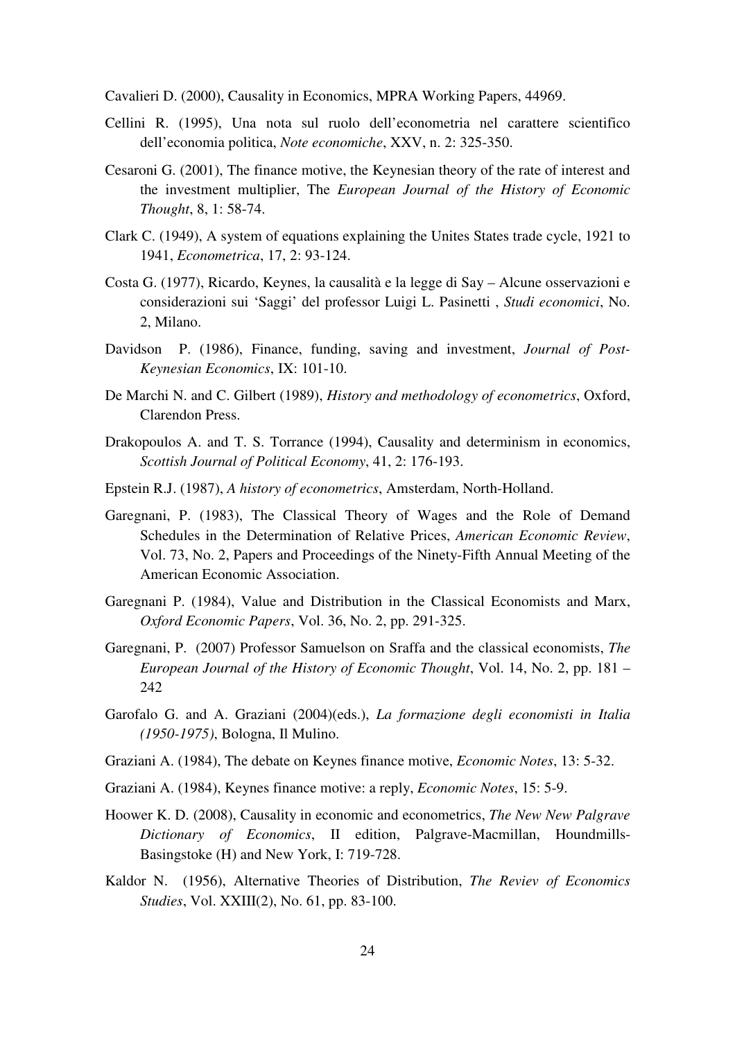Cavalieri D. (2000), Causality in Economics, MPRA Working Papers, 44969.

Cellini R. (1995), Una nota sul ruolo dell'econometria nel carattere scientifico dell'economia politica, *Note economiche*, XXV, n. 2: 325-350.

Cesaroni G. (2001), The finance motive, the Keynesian theory of the rate of interest and the investment multiplier, The *European Journal of the History of Economic Thought*, 8, 1: 58-74.

Clark C. (1949), A system of equations explaining the Unites States trade cycle, 1921 to 1941, *Econometrica*, 17, 2: 93-124.

Costa G. (1977), Ricardo, Keynes, la causalità e la legge di Say – Alcune osservazioni e considerazioni sui 'Saggi' del professor Luigi L. Pasinetti , *Studi economici*, No. 2, Milano.

Davidson P. (1986), Finance, funding, saving and investment, *Journal of Post-Keynesian Economics*, IX: 101-10.

De Marchi N. and C. Gilbert (1989), *History and methodology of econometrics*, Oxford, Clarendon Press.

Drakopoulos A. and T. S. Torrance (1994), Causality and determinism in economics, *Scottish Journal of Political Economy*, 41, 2: 176-193.

Epstein R.J. (1987), *A history of econometrics*, Amsterdam, North-Holland.

Garegnani, P. (1983), The Classical Theory of Wages and the Role of Demand Schedules in the Determination of Relative Prices, *American Economic Review*, Vol. 73, No. 2, Papers and Proceedings of the Ninety-Fifth Annual Meeting of the American Economic Association.

Garegnani P. (1984), Value and Distribution in the Classical Economists and Marx, *Oxford Economic Papers*, Vol. 36, No. 2, pp. 291-325.

Garegnani, P. (2007) Professor Samuelson on Sraffa and the classical economists, *The European Journal of the History of Economic Thought*, Vol. 14, No. 2, pp. 181 – 242

Garofalo G. and A. Graziani (2004)(eds.), *La formazione degli economisti in Italia (1950-1975)*, Bologna, Il Mulino.

Graziani A. (1984), The debate on Keynes finance motive, *Economic Notes*, 13: 5-32.

Graziani A. (1984), Keynes finance motive: a reply, *Economic Notes*, 15: 5-9.

Hoower K. D. (2008), Causality in economic and econometrics, *The New New Palgrave Dictionary of Economics*, II edition, Palgrave-Macmillan, Houndmills-Basingstoke (H) and New York, I: 719-728.

Kaldor N. (1956), Alternative Theories of Distribution, *The Reviev of Economics Studies*, Vol. XXIII(2), No. 61, pp. 83-100.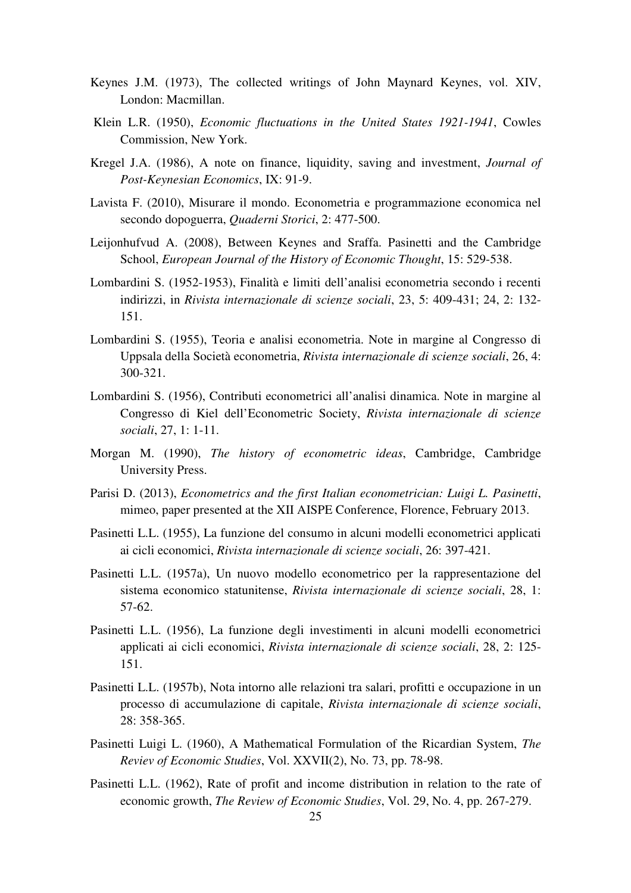Keynes J.M. (1973), The collected writings of John Maynard Keynes, vol. XIV, London: Macmillan.

Klein L.R. (1950), *Economic fluctuations in the United States 1921-1941*, Cowles Commission, New York.

Kregel J.A. (1986), A note on finance, liquidity, saving and investment, *Journal of Post-Keynesian Economics*, IX: 91-9.

Lavista F. (2010), Misurare il mondo. Econometria e programmazione economica nel secondo dopoguerra, *Quaderni Storici*, 2: 477-500.

Leijonhufvud A. (2008), Between Keynes and Sraffa. Pasinetti and the Cambridge School, *European Journal of the History of Economic Thought*, 15: 529-538.

Lombardini S. (1952-1953), Finalità e limiti dell'analisi econometria secondo i recenti indirizzi, in *Rivista internazionale di scienze sociali*, 23, 5: 409-431; 24, 2: 132-151.

Lombardini S. (1955), Teoria e analisi econometria. Note in margine al Congresso di Uppsala della Società econometria, *Rivista internazionale di scienze sociali*, 26, 4: 300-321.

Lombardini S. (1956), Contributi econometrici all'analisi dinamica. Note in margine al Congresso di Kiel dell'Econometric Society, *Rivista internazionale di scienze sociali*, 27, 1: 1-11.

Morgan M. (1990), *The history of econometric ideas*, Cambridge, Cambridge University Press.

Parisi D. (2013), *Econometrics and the first Italian econometrician: Luigi L. Pasinetti*, mimeo, paper presented at the XII AISPE Conference, Florence, February 2013.

Pasinetti L.L. (1955), La funzione del consumo in alcuni modelli econometrici applicati ai cicli economici, *Rivista internazionale di scienze sociali*, 26: 397-421.

Pasinetti L.L. (1957a), Un nuovo modello econometrico per la rappresentazione del sistema economico statunitense, *Rivista internazionale di scienze sociali*, 28, 1: 57-62.

Pasinetti L.L. (1956), La funzione degli investimenti in alcuni modelli econometrici applicati ai cicli economici, *Rivista internazionale di scienze sociali*, 28, 2: 125-151.

Pasinetti L.L. (1957b), Nota intorno alle relazioni tra salari, profitti e occupazione in un processo di accumulazione di capitale, *Rivista internazionale di scienze sociali*, 28: 358-365.

Pasinetti Luigi L. (1960), A Mathematical Formulation of the Ricardian System, *The Reviev of Economic Studies*, Vol. XXVII(2), No. 73, pp. 78-98.

Pasinetti L.L. (1962), Rate of profit and income distribution in relation to the rate of economic growth, *The Review of Economic Studies*, Vol. 29, No. 4, pp. 267-279.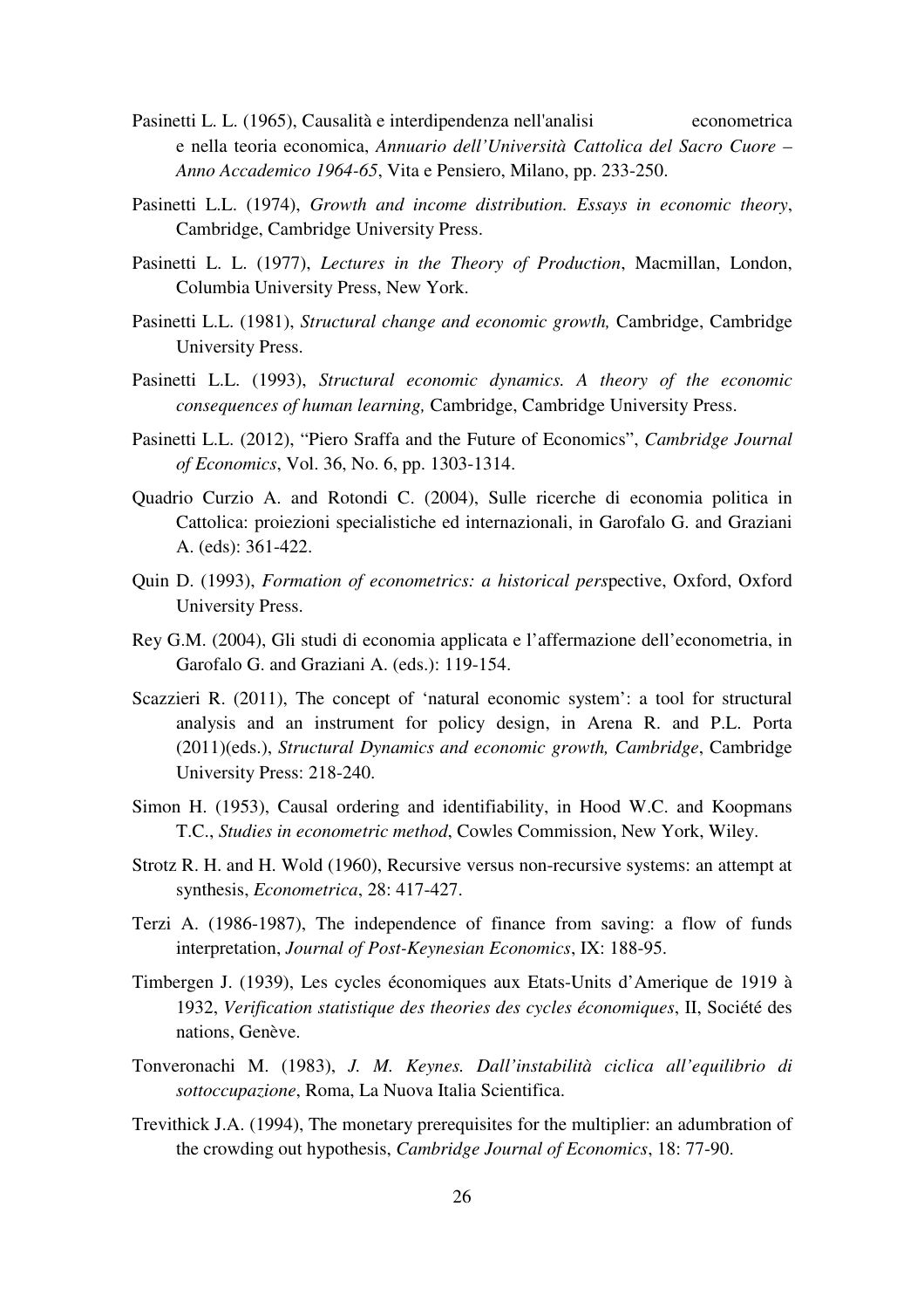Pasinetti L. L. (1965), Causalità e interdipendenza nell'analisi econometrica e nella teoria economica, *Annuario dell'Università Cattolica del Sacro Cuore – Anno Accademico 1964-65*, Vita e Pensiero, Milano, pp. 233-250.

Pasinetti L.L. (1974), *Growth and income distribution. Essays in economic theory*, Cambridge, Cambridge University Press.

Pasinetti L. L. (1977), *Lectures in the Theory of Production*, Macmillan, London, Columbia University Press, New York.

Pasinetti L.L. (1981), *Structural change and economic growth,* Cambridge, Cambridge University Press.

Pasinetti L.L. (1993), *Structural economic dynamics. A theory of the economic consequences of human learning,* Cambridge, Cambridge University Press.

Pasinetti L.L. (2012), "Piero Sraffa and the Future of Economics", *Cambridge Journal of Economics*, Vol. 36, No. 6, pp. 1303-1314.

Quadrio Curzio A. and Rotondi C. (2004), Sulle ricerche di economia politica in Cattolica: proiezioni specialistiche ed internazionali, in Garofalo G. and Graziani A. (eds): 361-422.

Quin D. (1993), *Formation of econometrics: a historical pers*pective, Oxford, Oxford University Press.

Rey G.M. (2004), Gli studi di economia applicata e l'affermazione dell'econometria, in Garofalo G. and Graziani A. (eds.): 119-154.

Scazzieri R. (2011), The concept of 'natural economic system': a tool for structural analysis and an instrument for policy design, in Arena R. and P.L. Porta (2011)(eds.), *Structural Dynamics and economic growth, Cambridge*, Cambridge University Press: 218-240.

Simon H. (1953), Causal ordering and identifiability, in Hood W.C. and Koopmans T.C., *Studies in econometric method*, Cowles Commission, New York, Wiley.

Strotz R. H. and H. Wold (1960), Recursive versus non-recursive systems: an attempt at synthesis, *Econometrica*, 28: 417-427.

Terzi A. (1986-1987), The independence of finance from saving: a flow of funds interpretation, *Journal of Post-Keynesian Economics*, IX: 188-95.

Timbergen J. (1939), Les cycles économiques aux Etats-Units d'Amerique de 1919 à 1932, *Verification statistique des theories des cycles économiques*, II, Société des nations, Genève.

Tonveronachi M. (1983), *J. M. Keynes. Dall'instabilità ciclica all'equilibrio di sottoccupazione*, Roma, La Nuova Italia Scientifica.

Trevithick J.A. (1994), The monetary prerequisites for the multiplier: an adumbration of the crowding out hypothesis, *Cambridge Journal of Economics*, 18: 77-90.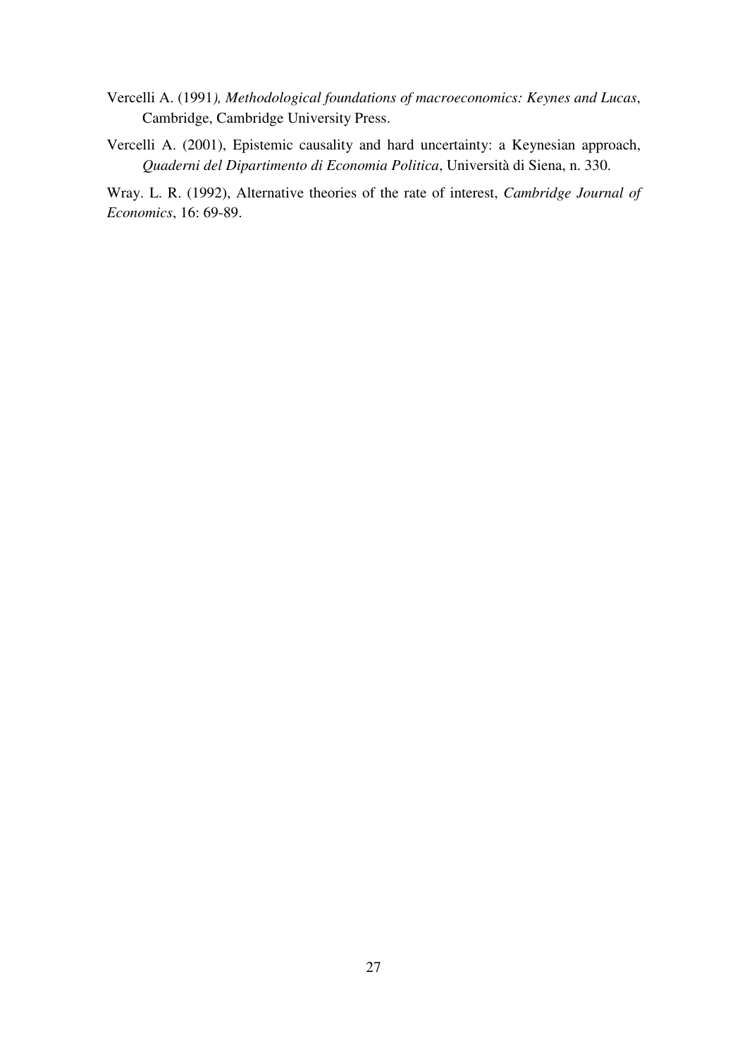Vercelli A. (1991*), Methodological foundations of macroeconomics: Keynes and Lucas*, Cambridge, Cambridge University Press.

Vercelli A. (2001), Epistemic causality and hard uncertainty: a Keynesian approach, *Quaderni del Dipartimento di Economia Politica*, Università di Siena, n. 330.

Wray. L. R. (1992), Alternative theories of the rate of interest, *Cambridge Journal of Economics*, 16: 69-89.